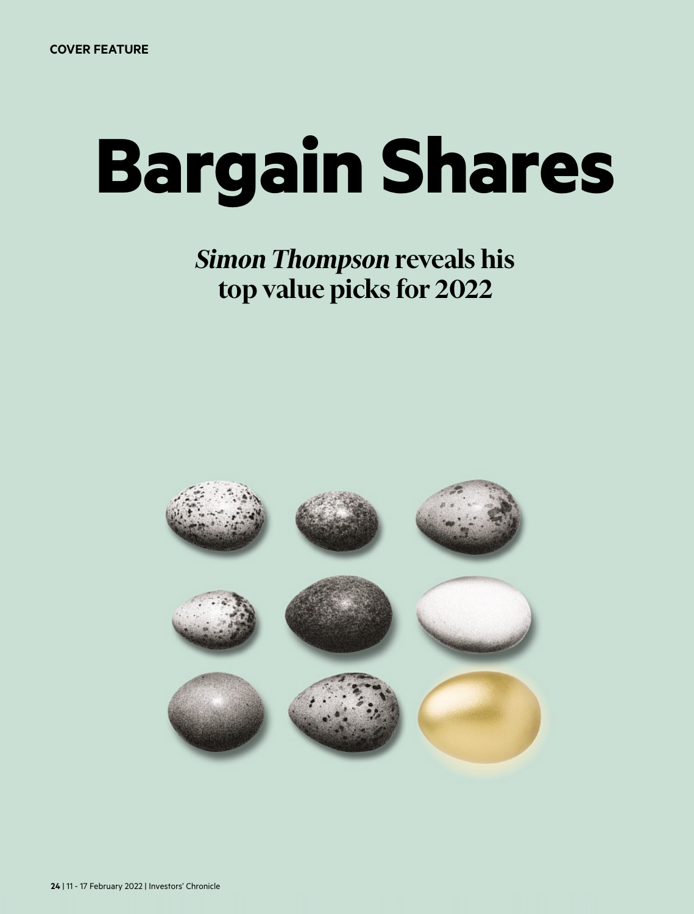COVER FEATURE

# Bargain Shares

## *Simon Thompson* reveals his top value picks for 2022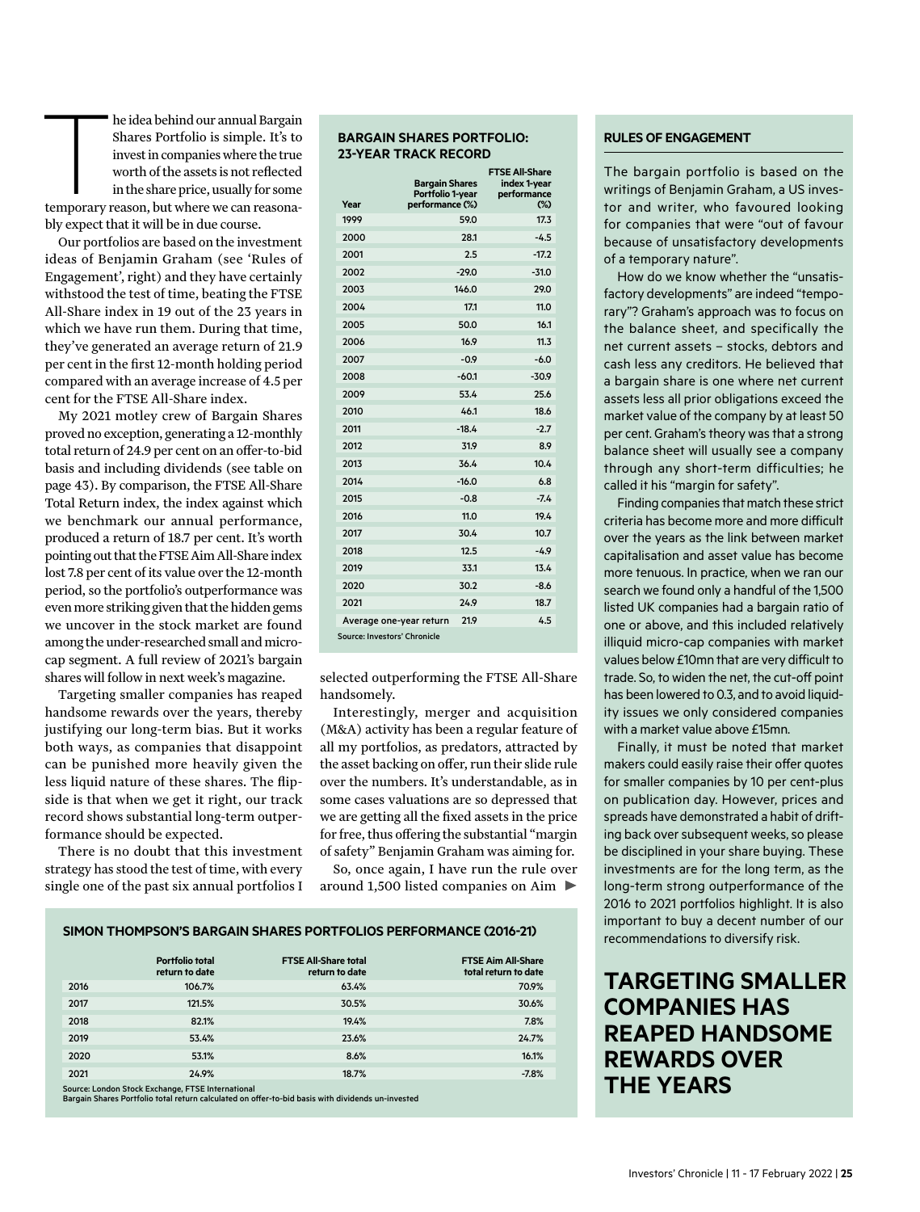The idea behind our annual Bargain Shares Portfolio is simple. It's to invest in companies where the true worth of the assets is not reflected in the share price, usually for some temporary reason, but where we can reasonably expect that it will be in due course.

Our portfolios are based on the investment ideas of Benjamin Graham (see 'Rules of Engagement', right) and they have certainly withstood the test of time, beating the FTSE All-Share index in 19 out of the 23 years in which we have run them. During that time, they've generated an average return of 21.9 per cent in the first 12-month holding period compared with an average increase of 4.5 per cent for the FTSE All-Share index.

My 2021 motley crew of Bargain Shares proved no exception, generating a 12-monthly total return of 24.9 per cent on an offer-to-bid basis and including dividends (see table on page 43). By comparison, the FTSE All-Share Total Return index, the index against which we benchmark our annual performance, produced a return of 18.7 per cent. It's worth pointing out that the FTSE Aim All-Share index lost 7.8 per cent of its value over the 12-month period, so the portfolio's outperformance was even more striking given that the hidden gems we uncover in the stock market are found among the under-researched small and micro-cap segment. A full review of 2021's bargain shares will follow in next week's magazine.

Targeting smaller companies has reaped handsome rewards over the years, thereby justifying our long-term bias. But it works both ways, as companies that disappoint can be punished more heavily given the less liquid nature of these shares. The flipside is that when we get it right, our track record shows substantial long-term outperformance should be expected.

There is no doubt that this investment strategy has stood the test of time, with every single one of the past six annual portfolios I selected outperforming the FTSE All-Share handsomely.

Interestingly, merger and acquisition (M&A) activity has been a regular feature of all my portfolios, as predators, attracted by the asset backing on offer, run their slide rule over the numbers. It's understandable, as in some cases valuations are so depressed that we are getting all the fixed assets in the price for free, thus offering the substantial "margin of safety" Benjamin Graham was aiming for.

So, once again, I have run the rule over around 1,500 listed companies on Aim ▶

### BARGAIN SHARES PORTFOLIO: 23-YEAR TRACK RECORD

| Year | Bargain Shares Portfolio 1-year performance (%) | FTSE All-Share index 1-year performance (%) |
|---|---|---|
| 1999 | 59.0 | 17.3 |
| 2000 | 28.1 | -4.5 |
| 2001 | 2.5 | -17.2 |
| 2002 | -29.0 | -31.0 |
| 2003 | 146.0 | 29.0 |
| 2004 | 17.1 | 11.0 |
| 2005 | 50.0 | 16.1 |
| 2006 | 16.9 | 11.3 |
| 2007 | -0.9 | -6.0 |
| 2008 | -60.1 | -30.9 |
| 2009 | 53.4 | 25.6 |
| 2010 | 46.1 | 18.6 |
| 2011 | -18.4 | -2.7 |
| 2012 | 31.9 | 8.9 |
| 2013 | 36.4 | 10.4 |
| 2014 | -16.0 | 6.8 |
| 2015 | -0.8 | -7.4 |
| 2016 | 11.0 | 19.4 |
| 2017 | 30.4 | 10.7 |
| 2018 | 12.5 | -4.9 |
| 2019 | 33.1 | 13.4 |
| 2020 | 30.2 | -8.6 |
| 2021 | 24.9 | 18.7 |
| Average one-year return | 21.9 | 4.5 |

Source: Investors' Chronicle

### SIMON THOMPSON'S BARGAIN SHARES PORTFOLIOS PERFORMANCE (2016-21)

| | Portfolio total return to date | FTSE All-Share total return to date | FTSE Aim All-Share total return to date |
|---|---|---|---|
| 2016 | 106.7% | 63.4% | 70.9% |
| 2017 | 121.5% | 30.5% | 30.6% |
| 2018 | 82.1% | 19.4% | 7.8% |
| 2019 | 53.4% | 23.6% | 24.7% |
| 2020 | 53.1% | 8.6% | 16.1% |
| 2021 | 24.9% | 18.7% | -7.8% |

Source: London Stock Exchange, FTSE International
Bargain Shares Portfolio total return calculated on offer-to-bid basis with dividends un-invested

### RULES OF ENGAGEMENT

The bargain portfolio is based on the writings of Benjamin Graham, a US investor and writer, who favoured looking for companies that were "out of favour because of unsatisfactory developments of a temporary nature".

How do we know whether the "unsatisfactory developments" are indeed "temporary"? Graham's approach was to focus on the balance sheet, and specifically the net current assets – stocks, debtors and cash less any creditors. He believed that a bargain share is one where net current assets less all prior obligations exceed the market value of the company by at least 50 per cent. Graham's theory was that a strong balance sheet will usually see a company through any short-term difficulties; he called it his "margin for safety".

Finding companies that match these strict criteria has become more and more difficult over the years as the link between market capitalisation and asset value has become more tenuous. In practice, when we ran our search we found only a handful of the 1,500 listed UK companies had a bargain ratio of one or above, and this included relatively illiquid micro-cap companies with market values below £10mn that are very difficult to trade. So, to widen the net, the cut-off point has been lowered to 0.3, and to avoid liquidity issues we only considered companies with a market value above £15mn.

Finally, it must be noted that market makers could easily raise their offer quotes for smaller companies by 10 per cent-plus on publication day. However, prices and spreads have demonstrated a habit of drifting back over subsequent weeks, so please be disciplined in your share buying. These investments are for the long term, as the long-term strong outperformance of the 2016 to 2021 portfolios highlight. It is also important to buy a decent number of our recommendations to diversify risk.

## TARGETING SMALLER COMPANIES HAS REAPED HANDSOME REWARDS OVER THE YEARS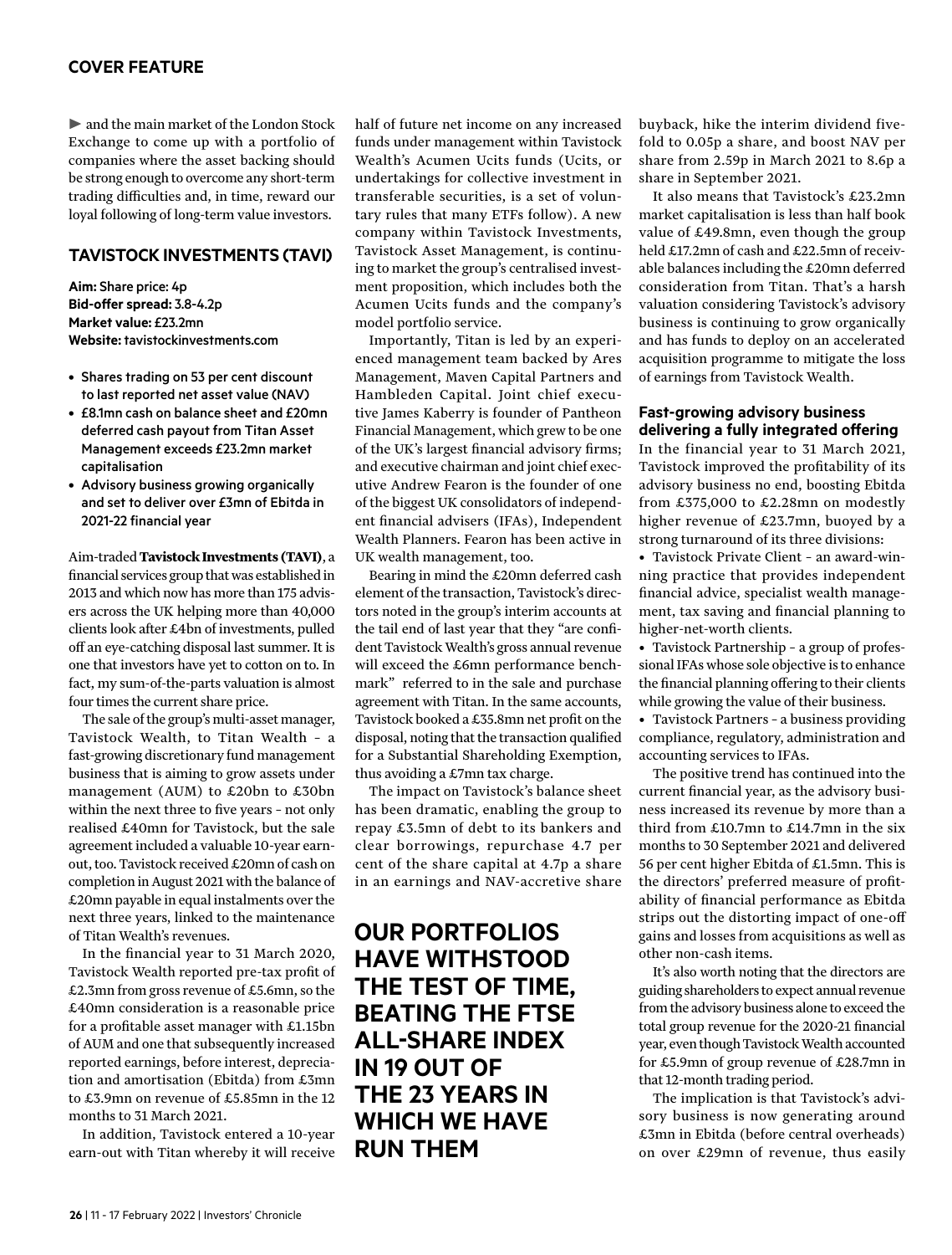► and the main market of the London Stock Exchange to come up with a portfolio of companies where the asset backing should be strong enough to overcome any short-term trading difficulties and, in time, reward our loyal following of long-term value investors.

## TAVISTOCK INVESTMENTS (TAVI)

**Aim:** Share price: 4p
**Bid-offer spread:** 3.8-4.2p
**Market value:** £23.2mn
**Website:** tavistockinvestments.com

- Shares trading on 53 per cent discount to last reported net asset value (NAV)
- £8.1mn cash on balance sheet and £20mn deferred cash payout from Titan Asset Management exceeds £23.2mn market capitalisation
- Advisory business growing organically and set to deliver over £3mn of Ebitda in 2021-22 financial year

Aim-traded **Tavistock Investments (TAVI)**, a financial services group that was established in 2013 and which now has more than 175 advisers across the UK helping more than 40,000 clients look after £4bn of investments, pulled off an eye-catching disposal last summer. It is one that investors have yet to cotton on to. In fact, my sum-of-the-parts valuation is almost four times the current share price.

The sale of the group's multi-asset manager, Tavistock Wealth, to Titan Wealth – a fast-growing discretionary fund management business that is aiming to grow assets under management (AUM) to £20bn to £30bn within the next three to five years – not only realised £40mn for Tavistock, but the sale agreement included a valuable 10-year earn-out, too. Tavistock received £20mn of cash on completion in August 2021 with the balance of £20mn payable in equal instalments over the next three years, linked to the maintenance of Titan Wealth's revenues.

In the financial year to 31 March 2020, Tavistock Wealth reported pre-tax profit of £2.3mn from gross revenue of £5.6mn, so the £40mn consideration is a reasonable price for a profitable asset manager with £1.15bn of AUM and one that subsequently increased reported earnings, before interest, depreciation and amortisation (Ebitda) from £3mn to £3.9mn on revenue of £5.85mn in the 12 months to 31 March 2021.

In addition, Tavistock entered a 10-year earn-out with Titan whereby it will receive half of future net income on any increased funds under management within Tavistock Wealth's Acumen Ucits funds (Ucits, or undertakings for collective investment in transferable securities, is a set of voluntary rules that many ETFs follow). A new company within Tavistock Investments, Tavistock Asset Management, is continuing to market the group's centralised investment proposition, which includes both the Acumen Ucits funds and the company's model portfolio service.

Importantly, Titan is led by an experienced management team backed by Ares Management, Maven Capital Partners and Hambleden Capital. Joint chief executive James Kaberry is founder of Pantheon Financial Management, which grew to be one of the UK's largest financial advisory firms; and executive chairman and joint chief executive Andrew Fearon is the founder of one of the biggest UK consolidators of independent financial advisers (IFAs), Independent Wealth Planners. Fearon has been active in UK wealth management, too.

Bearing in mind the £20mn deferred cash element of the transaction, Tavistock's directors noted in the group's interim accounts at the tail end of last year that they "are confident Tavistock Wealth's gross annual revenue will exceed the £6mn performance benchmark" referred to in the sale and purchase agreement with Titan. In the same accounts, Tavistock booked a £35.8mn net profit on the disposal, noting that the transaction qualified for a Substantial Shareholding Exemption, thus avoiding a £7mn tax charge.

The impact on Tavistock's balance sheet has been dramatic, enabling the group to repay £3.5mn of debt to its bankers and clear borrowings, repurchase 4.7 per cent of the share capital at 4.7p a share in an earnings and NAV-accretive share buyback, hike the interim dividend fivefold to 0.05p a share, and boost NAV per share from 2.59p in March 2021 to 8.6p a share in September 2021.

It also means that Tavistock's £23.2mn market capitalisation is less than half book value of £49.8mn, even though the group held £17.2mn of cash and £22.5mn of receivable balances including the £20mn deferred consideration from Titan. That's a harsh valuation considering Tavistock's advisory business is continuing to grow organically and has funds to deploy on an accelerated acquisition programme to mitigate the loss of earnings from Tavistock Wealth.

**OUR PORTFOLIOS HAVE WITHSTOOD THE TEST OF TIME, BEATING THE FTSE ALL-SHARE INDEX IN 19 OUT OF THE 23 YEARS IN WHICH WE HAVE RUN THEM**

### Fast-growing advisory business delivering a fully integrated offering

In the financial year to 31 March 2021, Tavistock improved the profitability of its advisory business no end, boosting Ebitda from £375,000 to £2.28mn on modestly higher revenue of £23.7mn, buoyed by a strong turnaround of its three divisions:

- Tavistock Private Client – an award-winning practice that provides independent financial advice, specialist wealth management, tax saving and financial planning to higher-net-worth clients.
- Tavistock Partnership – a group of professional IFAs whose sole objective is to enhance the financial planning offering to their clients while growing the value of their business.
- Tavistock Partners – a business providing compliance, regulatory, administration and accounting services to IFAs.

The positive trend has continued into the current financial year, as the advisory business increased its revenue by more than a third from £10.7mn to £14.7mn in the six months to 30 September 2021 and delivered 56 per cent higher Ebitda of £1.5mn. This is the directors' preferred measure of profitability of financial performance as Ebitda strips out the distorting impact of one-off gains and losses from acquisitions as well as other non-cash items.

It's also worth noting that the directors are guiding shareholders to expect annual revenue from the advisory business alone to exceed the total group revenue for the 2020-21 financial year, even though Tavistock Wealth accounted for £5.9mn of group revenue of £28.7mn in that 12-month trading period.

The implication is that Tavistock's advisory business is now generating around £3mn in Ebitda (before central overheads) on over £29mn of revenue, thus easily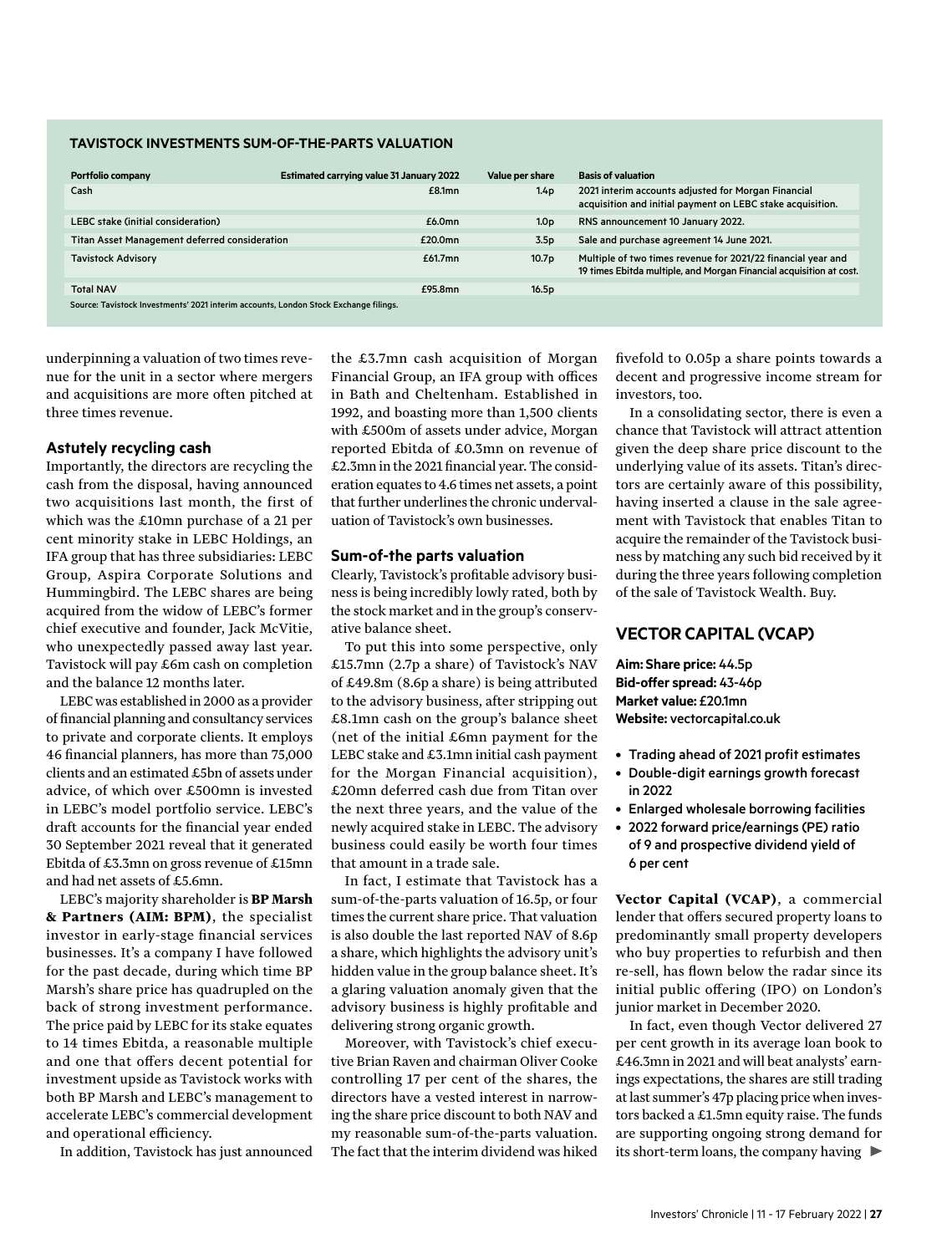**TAVISTOCK INVESTMENTS SUM-OF-THE-PARTS VALUATION**

| Portfolio company | Estimated carrying value 31 January 2022 | Value per share | Basis of valuation |
|---|---|---|---|
| Cash | £8.1mn | 1.4p | 2021 interim accounts adjusted for Morgan Financial acquisition and initial payment on LEBC stake acquisition. |
| LEBC stake (initial consideration) | £6.0mn | 1.0p | RNS announcement 10 January 2022. |
| Titan Asset Management deferred consideration | £20.0mn | 3.5p | Sale and purchase agreement 14 June 2021. |
| Tavistock Advisory | £61.7mn | 10.7p | Multiple of two times revenue for 2021/22 financial year and 19 times Ebitda multiple, and Morgan Financial acquisition at cost. |
| Total NAV | £95.8mn | 16.5p | |

Source: Tavistock Investments' 2021 interim accounts, London Stock Exchange filings.

underpinning a valuation of two times revenue for the unit in a sector where mergers and acquisitions are more often pitched at three times revenue.

### Astutely recycling cash

Importantly, the directors are recycling the cash from the disposal, having announced two acquisitions last month, the first of which was the £10mn purchase of a 21 per cent minority stake in LEBC Holdings, an IFA group that has three subsidiaries: LEBC Group, Aspira Corporate Solutions and Hummingbird. The LEBC shares are being acquired from the widow of LEBC's former chief executive and founder, Jack McVitie, who unexpectedly passed away last year. Tavistock will pay £6m cash on completion and the balance 12 months later.

LEBC was established in 2000 as a provider of financial planning and consultancy services to private and corporate clients. It employs 46 financial planners, has more than 75,000 clients and an estimated £5bn of assets under advice, of which over £500mn is invested in LEBC's model portfolio service. LEBC's draft accounts for the financial year ended 30 September 2021 reveal that it generated Ebitda of £3.3mn on gross revenue of £15mn and had net assets of £5.6mn.

LEBC's majority shareholder is **BP Marsh & Partners (AIM: BPM)**, the specialist investor in early-stage financial services businesses. It's a company I have followed for the past decade, during which time BP Marsh's share price has quadrupled on the back of strong investment performance. The price paid by LEBC for its stake equates to 14 times Ebitda, a reasonable multiple and one that offers decent potential for investment upside as Tavistock works with both BP Marsh and LEBC's management to accelerate LEBC's commercial development and operational efficiency.

In addition, Tavistock has just announced the £3.7mn cash acquisition of Morgan Financial Group, an IFA group with offices in Bath and Cheltenham. Established in 1992, and boasting more than 1,500 clients with £500m of assets under advice, Morgan reported Ebitda of £0.3mn on revenue of £2.3mn in the 2021 financial year. The consideration equates to 4.6 times net assets, a point that further underlines the chronic undervaluation of Tavistock's own businesses.

### Sum-of-the parts valuation

Clearly, Tavistock's profitable advisory business is being incredibly lowly rated, both by the stock market and in the group's conservative balance sheet.

To put this into some perspective, only £15.7mn (2.7p a share) of Tavistock's NAV of £49.8m (8.6p a share) is being attributed to the advisory business, after stripping out £8.1mn cash on the group's balance sheet (net of the initial £6mn payment for the LEBC stake and £3.1mn initial cash payment for the Morgan Financial acquisition), £20mn deferred cash due from Titan over the next three years, and the value of the newly acquired stake in LEBC. The advisory business could easily be worth four times that amount in a trade sale.

In fact, I estimate that Tavistock has a sum-of-the-parts valuation of 16.5p, or four times the current share price. That valuation is also double the last reported NAV of 8.6p a share, which highlights the advisory unit's hidden value in the group balance sheet. It's a glaring valuation anomaly given that the advisory business is highly profitable and delivering strong organic growth.

Moreover, with Tavistock's chief executive Brian Raven and chairman Oliver Cooke controlling 17 per cent of the shares, the directors have a vested interest in narrowing the share price discount to both NAV and my reasonable sum-of-the-parts valuation. The fact that the interim dividend was hiked fivefold to 0.05p a share points towards a decent and progressive income stream for investors, too.

In a consolidating sector, there is even a chance that Tavistock will attract attention given the deep share price discount to the underlying value of its assets. Titan's directors are certainly aware of this possibility, having inserted a clause in the sale agreement with Tavistock that enables Titan to acquire the remainder of the Tavistock business by matching any such bid received by it during the three years following completion of the sale of Tavistock Wealth. Buy.

## VECTOR CAPITAL (VCAP)

**Aim: Share price:** 44.5p
**Bid-offer spread:** 43-46p
**Market value:** £20.1mn
**Website:** vectorcapital.co.uk

- Trading ahead of 2021 profit estimates
- Double-digit earnings growth forecast in 2022
- Enlarged wholesale borrowing facilities
- 2022 forward price/earnings (PE) ratio of 9 and prospective dividend yield of 6 per cent

**Vector Capital (VCAP)**, a commercial lender that offers secured property loans to predominantly small property developers who buy properties to refurbish and then re-sell, has flown below the radar since its initial public offering (IPO) on London's junior market in December 2020.

In fact, even though Vector delivered 27 per cent growth in its average loan book to £46.3mn in 2021 and will beat analysts' earnings expectations, the shares are still trading at last summer's 47p placing price when investors backed a £1.5mn equity raise. The funds are supporting ongoing strong demand for its short-term loans, the company having ►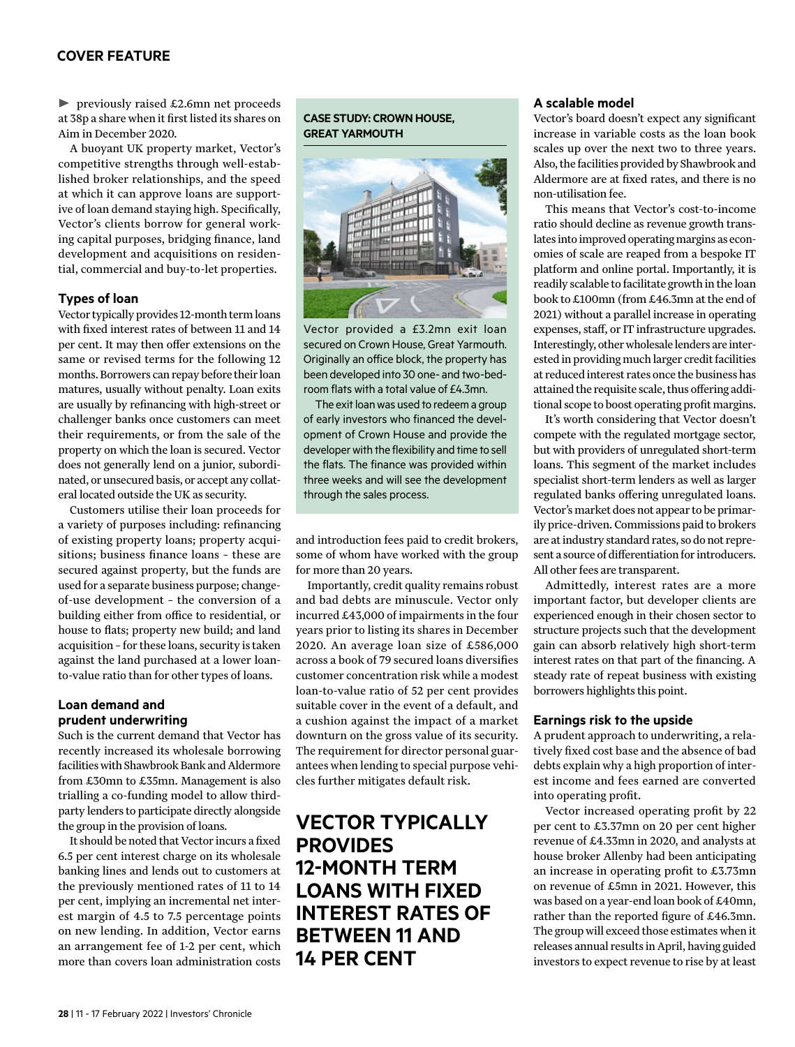► previously raised £2.6mn net proceeds at 38p a share when it first listed its shares on Aim in December 2020.

A buoyant UK property market, Vector's competitive strengths through well-established broker relationships, and the speed at which it can approve loans are supportive of loan demand staying high. Specifically, Vector's clients borrow for general working capital purposes, bridging finance, land development and acquisitions on residential, commercial and buy-to-let properties.

### Types of loan

Vector typically provides 12-month term loans with fixed interest rates of between 11 and 14 per cent. It may then offer extensions on the same or revised terms for the following 12 months. Borrowers can repay before their loan matures, usually without penalty. Loan exits are usually by refinancing with high-street or challenger banks once customers can meet their requirements, or from the sale of the property on which the loan is secured. Vector does not generally lend on a junior, subordinated, or unsecured basis, or accept any collateral located outside the UK as security.

Customers utilise their loan proceeds for a variety of purposes including: refinancing of existing property loans; property acquisitions; business finance loans – these are secured against property, but the funds are used for a separate business purpose; change-of-use development – the conversion of a building either from office to residential, or house to flats; property new build; and land acquisition – for these loans, security is taken against the land purchased at a lower loan-to-value ratio than for other types of loans.

### Loan demand and prudent underwriting

Such is the current demand that Vector has recently increased its wholesale borrowing facilities with Shawbrook Bank and Aldermore from £30mn to £35mn. Management is also trialling a co-funding model to allow third-party lenders to participate directly alongside the group in the provision of loans.

It should be noted that Vector incurs a fixed 6.5 per cent interest charge on its wholesale banking lines and lends out to customers at the previously mentioned rates of 11 to 14 per cent, implying an incremental net interest margin of 4.5 to 7.5 percentage points on new lending. In addition, Vector earns an arrangement fee of 1-2 per cent, which more than covers loan administration costs and introduction fees paid to credit brokers, some of whom have worked with the group for more than 20 years.

Importantly, credit quality remains robust and bad debts are minuscule. Vector only incurred £43,000 of impairments in the four years prior to listing its shares in December 2020. An average loan size of £586,000 across a book of 79 secured loans diversifies customer concentration risk while a modest loan-to-value ratio of 52 per cent provides suitable cover in the event of a default, and a cushion against the impact of a market downturn on the gross value of its security. The requirement for director personal guarantees when lending to special purpose vehicles further mitigates default risk.

**CASE STUDY: CROWN HOUSE, GREAT YARMOUTH**

Vector provided a £3.2mn exit loan secured on Crown House, Great Yarmouth. Originally an office block, the property has been developed into 30 one- and two-bedroom flats with a total value of £4.3mn.

The exit loan was used to redeem a group of early investors who financed the development of Crown House and provide the developer with the flexibility and time to sell the flats. The finance was provided within three weeks and will see the development through the sales process.

**VECTOR TYPICALLY PROVIDES 12-MONTH TERM LOANS WITH FIXED INTEREST RATES OF BETWEEN 11 AND 14 PER CENT**

### A scalable model

Vector's board doesn't expect any significant increase in variable costs as the loan book scales up over the next two to three years. Also, the facilities provided by Shawbrook and Aldermore are at fixed rates, and there is no non-utilisation fee.

This means that Vector's cost-to-income ratio should decline as revenue growth translates into improved operating margins as economies of scale are reaped from a bespoke IT platform and online portal. Importantly, it is readily scalable to facilitate growth in the loan book to £100mn (from £46.3mn at the end of 2021) without a parallel increase in operating expenses, staff, or IT infrastructure upgrades. Interestingly, other wholesale lenders are interested in providing much larger credit facilities at reduced interest rates once the business has attained the requisite scale, thus offering additional scope to boost operating profit margins.

It's worth considering that Vector doesn't compete with the regulated mortgage sector, but with providers of unregulated short-term loans. This segment of the market includes specialist short-term lenders as well as larger regulated banks offering unregulated loans. Vector's market does not appear to be primarily price-driven. Commissions paid to brokers are at industry standard rates, so do not represent a source of differentiation for introducers. All other fees are transparent.

Admittedly, interest rates are a more important factor, but developer clients are experienced enough in their chosen sector to structure projects such that the development gain can absorb relatively high short-term interest rates on that part of the financing. A steady rate of repeat business with existing borrowers highlights this point.

### Earnings risk to the upside

A prudent approach to underwriting, a relatively fixed cost base and the absence of bad debts explain why a high proportion of interest income and fees earned are converted into operating profit.

Vector increased operating profit by 22 per cent to £3.37mn on 20 per cent higher revenue of £4.33mn in 2020, and analysts at house broker Allenby had been anticipating an increase in operating profit to £3.73mn on revenue of £5mn in 2021. However, this was based on a year-end loan book of £40mn, rather than the reported figure of £46.3mn. The group will exceed those estimates when it releases annual results in April, having guided investors to expect revenue to rise by at least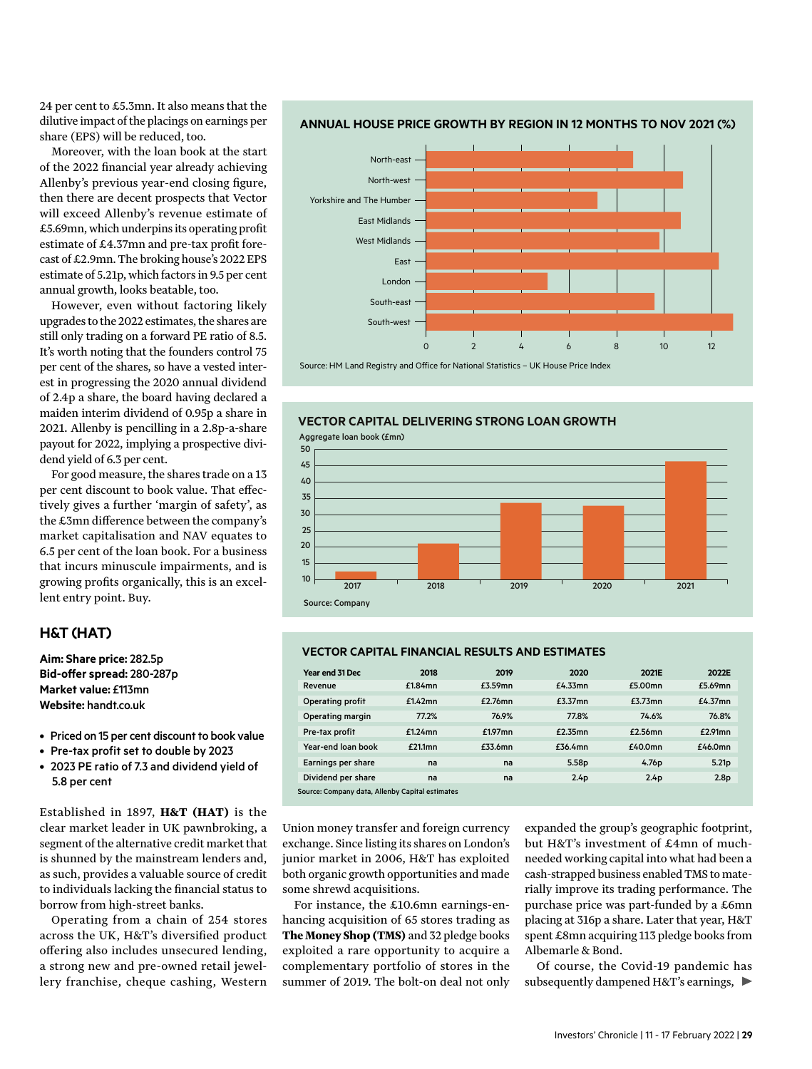24 per cent to £5.3mn. It also means that the dilutive impact of the placings on earnings per share (EPS) will be reduced, too.

Moreover, with the loan book at the start of the 2022 financial year already achieving Allenby's previous year-end closing figure, then there are decent prospects that Vector will exceed Allenby's revenue estimate of £5.69mn, which underpins its operating profit estimate of £4.37mn and pre-tax profit forecast of £2.9mn. The broking house's 2022 EPS estimate of 5.21p, which factors in 9.5 per cent annual growth, looks beatable, too.

However, even without factoring likely upgrades to the 2022 estimates, the shares are still only trading on a forward PE ratio of 8.5. It's worth noting that the founders control 75 per cent of the shares, so have a vested interest in progressing the 2020 annual dividend of 2.4p a share, the board having declared a maiden interim dividend of 0.95p a share in 2021. Allenby is pencilling in a 2.8p-a-share payout for 2022, implying a prospective dividend yield of 6.3 per cent.

For good measure, the shares trade on a 13 per cent discount to book value. That effectively gives a further 'margin of safety', as the £3mn difference between the company's market capitalisation and NAV equates to 6.5 per cent of the loan book. For a business that incurs minuscule impairments, and is growing profits organically, this is an excellent entry point. Buy.

**ANNUAL HOUSE PRICE GROWTH BY REGION IN 12 MONTHS TO NOV 2021 (%)**

Source: HM Land Registry and Office for National Statistics – UK House Price Index

**VECTOR CAPITAL DELIVERING STRONG LOAN GROWTH**

Aggregate loan book (£mn)

Source: Company

**VECTOR CAPITAL FINANCIAL RESULTS AND ESTIMATES**

| Year end 31 Dec | 2018 | 2019 | 2020 | 2021E | 2022E |
|---|---|---|---|---|---|
| Revenue | £1.84mn | £3.59mn | £4.33mn | £5.00mn | £5.69mn |
| Operating profit | £1.42mn | £2.76mn | £3.37mn | £3.73mn | £4.37mn |
| Operating margin | 77.2% | 76.9% | 77.8% | 74.6% | 76.8% |
| Pre-tax profit | £1.24mn | £1.97mn | £2.35mn | £2.56mn | £2.91mn |
| Year-end loan book | £21.1mn | £33.6mn | £36.4mn | £40.0mn | £46.0mn |
| Earnings per share | na | na | 5.58p | 4.76p | 5.21p |
| Dividend per share | na | na | 2.4p | 2.4p | 2.8p |

Source: Company data, Allenby Capital estimates

## H&T (HAT)

**Aim: Share price:** 282.5p
**Bid-offer spread:** 280-287p
**Market value:** £113mn
**Website:** handt.co.uk

- Priced on 15 per cent discount to book value
- Pre-tax profit set to double by 2023
- 2023 PE ratio of 7.3 and dividend yield of 5.8 per cent

Established in 1897, **H&T (HAT)** is the clear market leader in UK pawnbroking, a segment of the alternative credit market that is shunned by the mainstream lenders and, as such, provides a valuable source of credit to individuals lacking the financial status to borrow from high-street banks.

Operating from a chain of 254 stores across the UK, H&T's diversified product offering also includes unsecured lending, a strong new and pre-owned retail jewellery franchise, cheque cashing, Western Union money transfer and foreign currency exchange. Since listing its shares on London's junior market in 2006, H&T has exploited both organic growth opportunities and made some shrewd acquisitions.

For instance, the £10.6mn earnings-enhancing acquisition of 65 stores trading as **The Money Shop (TMS)** and 32 pledge books exploited a rare opportunity to acquire a complementary portfolio of stores in the summer of 2019. The bolt-on deal not only expanded the group's geographic footprint, but H&T's investment of £4mn of much-needed working capital into what had been a cash-strapped business enabled TMS to materially improve its trading performance. The purchase price was part-funded by a £6mn placing at 316p a share. Later that year, H&T spent £8mn acquiring 113 pledge books from Albemarle & Bond.

Of course, the Covid-19 pandemic has subsequently dampened H&T's earnings, ▶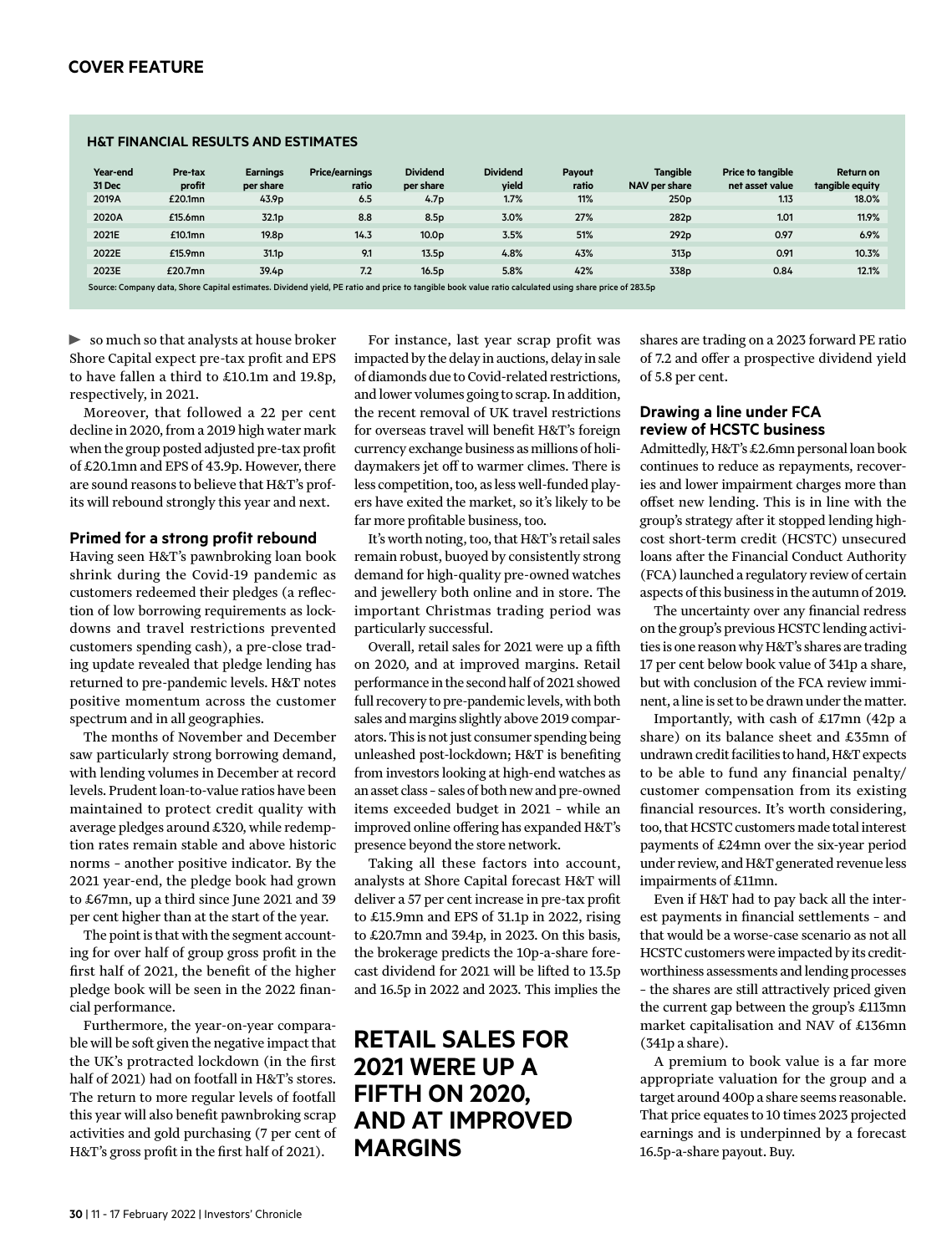### H&T FINANCIAL RESULTS AND ESTIMATES

| Year-end 31 Dec | Pre-tax profit | Earnings per share | Price/earnings ratio | Dividend per share | Dividend yield | Payout ratio | Tangible NAV per share | Price to tangible net asset value | Return on tangible equity |
|---|---|---|---|---|---|---|---|---|---|
| 2019A | £20.1mn | 43.9p | 6.5 | 4.7p | 1.7% | 11% | 250p | 1.13 | 18.0% |
| 2020A | £15.6mn | 32.1p | 8.8 | 8.5p | 3.0% | 27% | 282p | 1.01 | 11.9% |
| 2021E | £10.1mn | 19.8p | 14.3 | 10.0p | 3.5% | 51% | 292p | 0.97 | 6.9% |
| 2022E | £15.9mn | 31.1p | 9.1 | 13.5p | 4.8% | 43% | 313p | 0.91 | 10.3% |
| 2023E | £20.7mn | 39.4p | 7.2 | 16.5p | 5.8% | 42% | 338p | 0.84 | 12.1% |

Source: Company data, Shore Capital estimates. Dividend yield, PE ratio and price to tangible book value ratio calculated using share price of 283.5p

► so much so that analysts at house broker Shore Capital expect pre-tax profit and EPS to have fallen a third to £10.1m and 19.8p, respectively, in 2021.

Moreover, that followed a 22 per cent decline in 2020, from a 2019 high water mark when the group posted adjusted pre-tax profit of £20.1mn and EPS of 43.9p. However, there are sound reasons to believe that H&T's profits will rebound strongly this year and next.

#### Primed for a strong profit rebound

Having seen H&T's pawnbroking loan book shrink during the Covid-19 pandemic as customers redeemed their pledges (a reflection of low borrowing requirements as lockdowns and travel restrictions prevented customers spending cash), a pre-close trading update revealed that pledge lending has returned to pre-pandemic levels. H&T notes positive momentum across the customer spectrum and in all geographies.

The months of November and December saw particularly strong borrowing demand, with lending volumes in December at record levels. Prudent loan-to-value ratios have been maintained to protect credit quality with average pledges around £320, while redemption rates remain stable and above historic norms – another positive indicator. By the 2021 year-end, the pledge book had grown to £67mn, up a third since June 2021 and 39 per cent higher than at the start of the year.

The point is that with the segment accounting for over half of group gross profit in the first half of 2021, the benefit of the higher pledge book will be seen in the 2022 financial performance.

Furthermore, the year-on-year comparable will be soft given the negative impact that the UK's protracted lockdown (in the first half of 2021) had on footfall in H&T's stores. The return to more regular levels of footfall this year will also benefit pawnbroking scrap activities and gold purchasing (7 per cent of H&T's gross profit in the first half of 2021).

For instance, last year scrap profit was impacted by the delay in auctions, delay in sale of diamonds due to Covid-related restrictions, and lower volumes going to scrap. In addition, the recent removal of UK travel restrictions for overseas travel will benefit H&T's foreign currency exchange business as millions of holidaymakers jet off to warmer climes. There is less competition, too, as less well-funded players have exited the market, so it's likely to be far more profitable business, too.

It's worth noting, too, that H&T's retail sales remain robust, buoyed by consistently strong demand for high-quality pre-owned watches and jewellery both online and in store. The important Christmas trading period was particularly successful.

Overall, retail sales for 2021 were up a fifth on 2020, and at improved margins. Retail performance in the second half of 2021 showed full recovery to pre-pandemic levels, with both sales and margins slightly above 2019 comparators. This is not just consumer spending being unleashed post-lockdown; H&T is benefiting from investors looking at high-end watches as an asset class – sales of both new and pre-owned items exceeded budget in 2021 – while an improved online offering has expanded H&T's presence beyond the store network.

Taking all these factors into account, analysts at Shore Capital forecast H&T will deliver a 57 per cent increase in pre-tax profit to £15.9mn and EPS of 31.1p in 2022, rising to £20.7mn and 39.4p, in 2023. On this basis, the brokerage predicts the 10p-a-share forecast dividend for 2021 will be lifted to 13.5p and 16.5p in 2022 and 2023. This implies the shares are trading on a 2023 forward PE ratio of 7.2 and offer a prospective dividend yield of 5.8 per cent.

**RETAIL SALES FOR 2021 WERE UP A FIFTH ON 2020, AND AT IMPROVED MARGINS**

#### Drawing a line under FCA review of HCSTC business

Admittedly, H&T's £2.6mn personal loan book continues to reduce as repayments, recoveries and lower impairment charges more than offset new lending. This is in line with the group's strategy after it stopped lending high-cost short-term credit (HCSTC) unsecured loans after the Financial Conduct Authority (FCA) launched a regulatory review of certain aspects of this business in the autumn of 2019.

The uncertainty over any financial redress on the group's previous HCSTC lending activities is one reason why H&T's shares are trading 17 per cent below book value of 341p a share, but with conclusion of the FCA review imminent, a line is set to be drawn under the matter.

Importantly, with cash of £17mn (42p a share) on its balance sheet and £35mn of undrawn credit facilities to hand, H&T expects to be able to fund any financial penalty/customer compensation from its existing financial resources. It's worth considering, too, that HCSTC customers made total interest payments of £24mn over the six-year period under review, and H&T generated revenue less impairments of £11mn.

Even if H&T had to pay back all the interest payments in financial settlements – and that would be a worse-case scenario as not all HCSTC customers were impacted by its creditworthiness assessments and lending processes – the shares are still attractively priced given the current gap between the group's £113mn market capitalisation and NAV of £136mn (341p a share).

A premium to book value is a far more appropriate valuation for the group and a target around 400p a share seems reasonable. That price equates to 10 times 2023 projected earnings and is underpinned by a forecast 16.5p-a-share payout. Buy.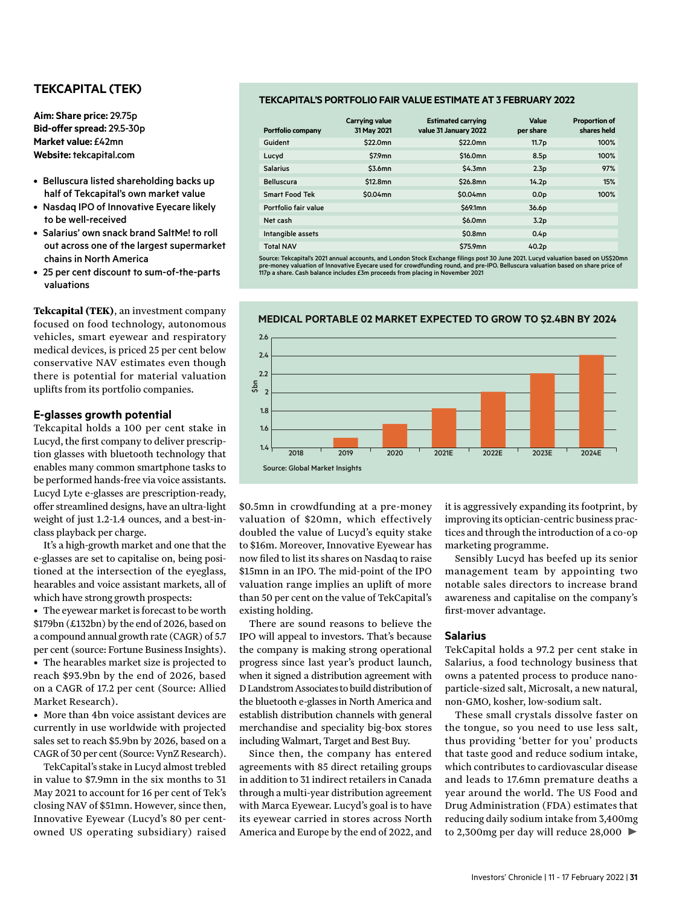## TEKCAPITAL (TEK)

**Aim: Share price:** 29.75p
**Bid-offer spread:** 29.5-30p
**Market value:** £42mn
**Website:** tekcapital.com

- Belluscura listed shareholding backs up half of Tekcapital's own market value
- Nasdaq IPO of Innovative Eyecare likely to be well-received
- Salarius' own snack brand SaltMe! to roll out across one of the largest supermarket chains in North America
- 25 per cent discount to sum-of-the-parts valuations

### TEKCAPITAL'S PORTFOLIO FAIR VALUE ESTIMATE AT 3 FEBRUARY 2022

| Portfolio company | Carrying value 31 May 2021 | Estimated carrying value 31 January 2022 | Value per share | Proportion of shares held |
|---|---|---|---|---|
| Guident | $22.0mn | $22.0mn | 11.7p | 100% |
| Lucyd | $7.9mn | $16.0mn | 8.5p | 100% |
| Salarius | $3.6mn | $4.3mn | 2.3p | 97% |
| Belluscura | $12.8mn | $26.8mn | 14.2p | 15% |
| Smart Food Tek | $0.04mn | $0.04mn | 0.0p | 100% |
| Portfolio fair value | | $69.1mn | 36.6p | |
| Net cash | | $6.0mn | 3.2p | |
| Intangible assets | | $0.8mn | 0.4p | |
| Total NAV | | $75.9mn | 40.2p | |

Source: Tekcapital's 2021 annual accounts, and London Stock Exchange filings post 30 June 2021. Lucyd valuation based on US$20mn pre-money valuation of Innovative Eyecare used for crowdfunding round, and pre-IPO. Belluscura valuation based on share price of 117p a share. Cash balance includes £3m proceeds from placing in November 2021

### MEDICAL PORTABLE 02 MARKET EXPECTED TO GROW TO $2.4BN BY 2024

| Year | $bn (approx.) |
|---|---|
| 2018 | 1.4 |
| 2019 | 1.5 |
| 2020 | 1.66 |
| 2021E | 1.83 |
| 2022E | 2.0 |
| 2023E | 2.2 |
| 2024E | 2.41 |

Source: Global Market Insights

**Tekcapital (TEK)**, an investment company focused on food technology, autonomous vehicles, smart eyewear and respiratory medical devices, is priced 25 per cent below conservative NAV estimates even though there is potential for material valuation uplifts from its portfolio companies.

### E-glasses growth potential

Tekcapital holds a 100 per cent stake in Lucyd, the first company to deliver prescription glasses with bluetooth technology that enables many common smartphone tasks to be performed hands-free via voice assistants. Lucyd Lyte e-glasses are prescription-ready, offer streamlined designs, have an ultra-light weight of just 1.2-1.4 ounces, and a best-in-class playback per charge.

It's a high-growth market and one that the e-glasses are set to capitalise on, being positioned at the intersection of the eyeglass, hearables and voice assistant markets, all of which have strong growth prospects:

- The eyewear market is forecast to be worth $179bn (£132bn) by the end of 2026, based on a compound annual growth rate (CAGR) of 5.7 per cent (source: Fortune Business Insights).
- The hearables market size is projected to reach $93.9bn by the end of 2026, based on a CAGR of 17.2 per cent (Source: Allied Market Research).
- More than 4bn voice assistant devices are currently in use worldwide with projected sales set to reach $5.9bn by 2026, based on a CAGR of 30 per cent (Source: VynZ Research).

TekCapital's stake in Lucyd almost trebled in value to $7.9mn in the six months to 31 May 2021 to account for 16 per cent of Tek's closing NAV of $51mn. However, since then, Innovative Eyewear (Lucyd's 80 per cent-owned US operating subsidiary) raised $0.5mn in crowdfunding at a pre-money valuation of $20mn, which effectively doubled the value of Lucyd's equity stake to $16mn. Moreover, Innovative Eyewear has now filed to list its shares on Nasdaq to raise $15mn in an IPO. The mid-point of the IPO valuation range implies an uplift of more than 50 per cent on the value of TekCapital's existing holding.

There are sound reasons to believe the IPO will appeal to investors. That's because the company is making strong operational progress since last year's product launch, when it signed a distribution agreement with D Landstrom Associates to build distribution of the bluetooth e-glasses in North America and establish distribution channels with general merchandise and speciality big-box stores including Walmart, Target and Best Buy.

Since then, the company has entered agreements with 85 direct retailing groups in addition to 31 indirect retailers in Canada through a multi-year distribution agreement with Marca Eyewear. Lucyd's goal is to have its eyewear carried in stores across North America and Europe by the end of 2022, and it is aggressively expanding its footprint, by improving its optician-centric business practices and through the introduction of a co-op marketing programme.

Sensibly Lucyd has beefed up its senior management team by appointing two notable sales directors to increase brand awareness and capitalise on the company's first-mover advantage.

### Salarius

TekCapital holds a 97.2 per cent stake in Salarius, a food technology business that owns a patented process to produce nano-particle-sized salt, Microsalt, a new natural, non-GMO, kosher, low-sodium salt.

These small crystals dissolve faster on the tongue, so you need to use less salt, thus providing 'better for you' products that taste good and reduce sodium intake, which contributes to cardiovascular disease and leads to 17.6mn premature deaths a year around the world. The US Food and Drug Administration (FDA) estimates that reducing daily sodium intake from 3,400mg to 2,300mg per day will reduce 28,000 ►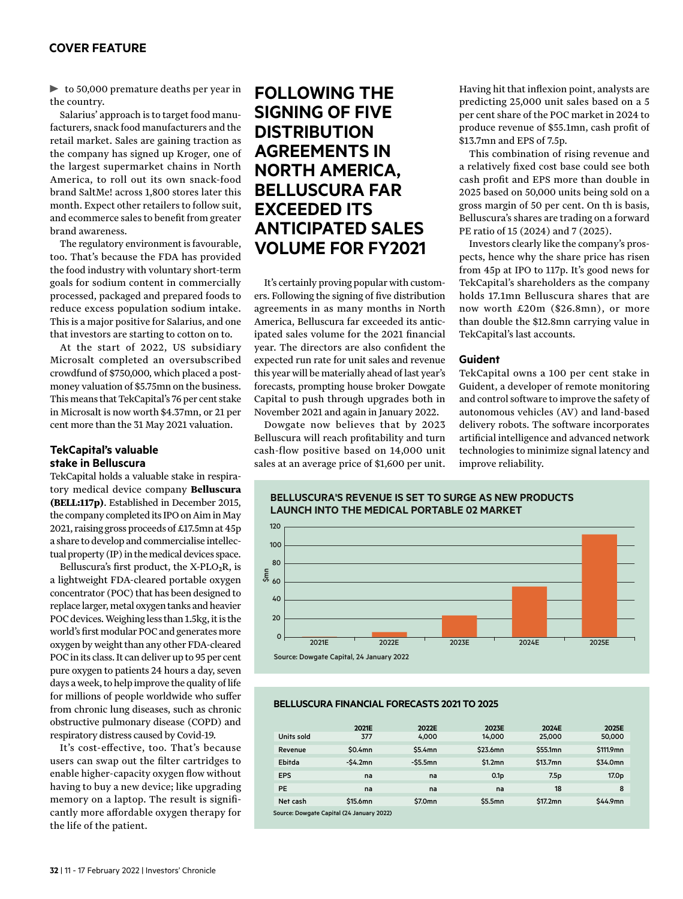to 50,000 premature deaths per year in the country.

Salarius' approach is to target food manufacturers, snack food manufacturers and the retail market. Sales are gaining traction as the company has signed up Kroger, one of the largest supermarket chains in North America, to roll out its own snack-food brand SaltMe! across 1,800 stores later this month. Expect other retailers to follow suit, and ecommerce sales to benefit from greater brand awareness.

The regulatory environment is favourable, too. That's because the FDA has provided the food industry with voluntary short-term goals for sodium content in commercially processed, packaged and prepared foods to reduce excess population sodium intake. This is a major positive for Salarius, and one that investors are starting to cotton on to.

At the start of 2022, US subsidiary Microsalt completed an oversubscribed crowdfund of $750,000, which placed a post-money valuation of $5.75mn on the business. This means that TekCapital's 76 per cent stake in Microsalt is now worth $4.37mn, or 21 per cent more than the 31 May 2021 valuation.

### TekCapital's valuable stake in Belluscura

TekCapital holds a valuable stake in respiratory medical device company **Belluscura (BELL:117p)**. Established in December 2015, the company completed its IPO on Aim in May 2021, raising gross proceeds of £17.5mn at 45p a share to develop and commercialise intellectual property (IP) in the medical devices space.

Belluscura's first product, the X-PL$O_2$R, is a lightweight FDA-cleared portable oxygen concentrator (POC) that has been designed to replace larger, metal oxygen tanks and heavier POC devices. Weighing less than 1.5kg, it is the world's first modular POC and generates more oxygen by weight than any other FDA-cleared POC in its class. It can deliver up to 95 per cent pure oxygen to patients 24 hours a day, seven days a week, to help improve the quality of life for millions of people worldwide who suffer from chronic lung diseases, such as chronic obstructive pulmonary disease (COPD) and respiratory distress caused by Covid-19.

It's cost-effective, too. That's because users can swap out the filter cartridges to enable higher-capacity oxygen flow without having to buy a new device; like upgrading memory on a laptop. The result is significantly more affordable oxygen therapy for the life of the patient.

## FOLLOWING THE SIGNING OF FIVE DISTRIBUTION AGREEMENTS IN NORTH AMERICA, BELLUSCURA FAR EXCEEDED ITS ANTICIPATED SALES VOLUME FOR FY2021

It's certainly proving popular with customers. Following the signing of five distribution agreements in as many months in North America, Belluscura far exceeded its anticipated sales volume for the 2021 financial year. The directors are also confident the expected run rate for unit sales and revenue this year will be materially ahead of last year's forecasts, prompting house broker Dowgate Capital to push through upgrades both in November 2021 and again in January 2022.

Dowgate now believes that by 2023 Belluscura will reach profitability and turn cash-flow positive based on 14,000 unit sales at an average price of $1,600 per unit.

Having hit that inflexion point, analysts are predicting 25,000 unit sales based on a 5 per cent share of the POC market in 2024 to produce revenue of $55.1mn, cash profit of $13.7mn and EPS of 7.5p.

This combination of rising revenue and a relatively fixed cost base could see both cash profit and EPS more than double in 2025 based on 50,000 units being sold on a gross margin of 50 per cent. On th is basis, Belluscura's shares are trading on a forward PE ratio of 15 (2024) and 7 (2025).

Investors clearly like the company's prospects, hence why the share price has risen from 45p at IPO to 117p. It's good news for TekCapital's shareholders as the company holds 17.1mn Belluscura shares that are now worth £20m ($26.8mn), or more than double the $12.8mn carrying value in TekCapital's last accounts.

### Guident

TekCapital owns a 100 per cent stake in Guident, a developer of remote monitoring and control software to improve the safety of autonomous vehicles (AV) and land-based delivery robots. The software incorporates artificial intelligence and advanced network technologies to minimize signal latency and improve reliability.

**BELLUSCURA'S REVENUE IS SET TO SURGE AS NEW PRODUCTS LAUNCH INTO THE MEDICAL PORTABLE 02 MARKET**

| | 2021E | 2022E | 2023E | 2024E | 2025E |
|---|---|---|---|---|---|
| Revenue ($mn) | 0.4 | 5.4 | 23.6 | 55.1 | 111.9 |

Source: Dowgate Capital, 24 January 2022

**BELLUSCURA FINANCIAL FORECASTS 2021 TO 2025**

| | 2021E | 2022E | 2023E | 2024E | 2025E |
|---|---|---|---|---|---|
| Units sold | 377 | 4,000 | 14,000 | 25,000 | 50,000 |
| Revenue | $0.4mn | $5.4mn | $23.6mn | $55.1mn | $111.9mn |
| Ebitda | -$4.2mn | -$5.5mn | $1.2mn | $13.7mn | $34.0mn |
| EPS | na | na | 0.1p | 7.5p | 17.0p |
| PE | na | na | na | 18 | 8 |
| Net cash | $15.6mn | $7.0mn | $5.5mn | $17.2mn | $44.9mn |

Source: Dowgate Capital (24 January 2022)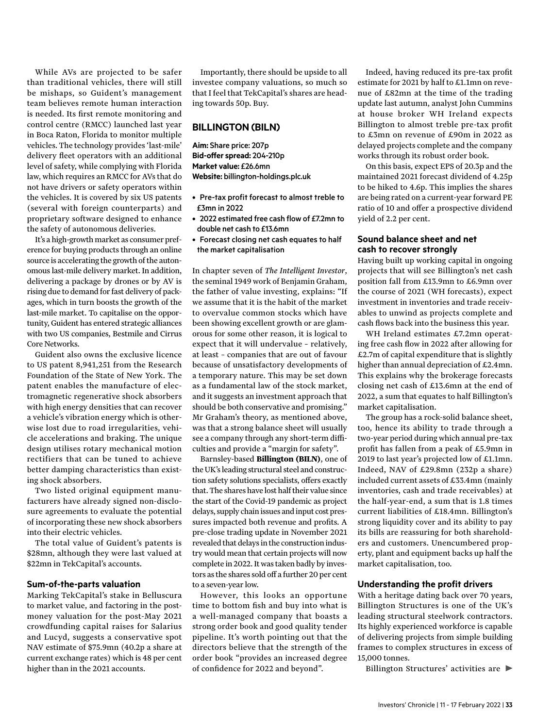While AVs are projected to be safer than traditional vehicles, there will still be mishaps, so Guident's management team believes remote human interaction is needed. Its first remote monitoring and control centre (RMCC) launched last year in Boca Raton, Florida to monitor multiple vehicles. The technology provides 'last-mile' delivery fleet operators with an additional level of safety, while complying with Florida law, which requires an RMCC for AVs that do not have drivers or safety operators within the vehicles. It is covered by six US patents (several with foreign counterparts) and proprietary software designed to enhance the safety of autonomous deliveries.

It's a high-growth market as consumer preference for buying products through an online source is accelerating the growth of the autonomous last-mile delivery market. In addition, delivering a package by drones or by AV is rising due to demand for fast delivery of packages, which in turn boosts the growth of the last-mile market. To capitalise on the opportunity, Guident has entered strategic alliances with two US companies, Bestmile and Cirrus Core Networks.

Guident also owns the exclusive licence to US patent 8,941,251 from the Research Foundation of the State of New York. The patent enables the manufacture of electromagnetic regenerative shock absorbers with high energy densities that can recover a vehicle's vibration energy which is otherwise lost due to road irregularities, vehicle accelerations and braking. The unique design utilises rotary mechanical motion rectifiers that can be tuned to achieve better damping characteristics than existing shock absorbers.

Two listed original equipment manufacturers have already signed non-disclosure agreements to evaluate the potential of incorporating these new shock absorbers into their electric vehicles.

The total value of Guident's patents is $28mn, although they were last valued at $22mn in TekCapital's accounts.

### Sum-of-the-parts valuation

Marking TekCapital's stake in Belluscura to market value, and factoring in the post-money valuation for the post-May 2021 crowdfunding capital raises for Salarius and Lucyd, suggests a conservative spot NAV estimate of $75.9mn (40.2p a share at current exchange rates) which is 48 per cent higher than in the 2021 accounts.

Importantly, there should be upside to all investee company valuations, so much so that I feel that TekCapital's shares are heading towards 50p. Buy.

## BILLINGTON (BILN)

**Aim:** Share price: 207p
**Bid-offer spread:** 204-210p
**Market value:** £26.6mn
**Website:** billington-holdings.plc.uk

- Pre-tax profit forecast to almost treble to £3mn in 2022
- 2022 estimated free cash flow of £7.2mn to double net cash to £13.6mn
- Forecast closing net cash equates to half the market capitalisation

In chapter seven of *The Intelligent Investor*, the seminal 1949 work of Benjamin Graham, the father of value investing, explains: "If we assume that it is the habit of the market to overvalue common stocks which have been showing excellent growth or are glamorous for some other reason, it is logical to expect that it will undervalue – relatively, at least – companies that are out of favour because of unsatisfactory developments of a temporary nature. This may be set down as a fundamental law of the stock market, and it suggests an investment approach that should be both conservative and promising." Mr Graham's theory, as mentioned above, was that a strong balance sheet will usually see a company through any short-term difficulties and provide a "margin for safety".

Barnsley-based **Billington (BILN)**, one of the UK's leading structural steel and construction safety solutions specialists, offers exactly that. The shares have lost half their value since the start of the Covid-19 pandemic as project delays, supply chain issues and input cost pressures impacted both revenue and profits. A pre-close trading update in November 2021 revealed that delays in the construction industry would mean that certain projects will now complete in 2022. It was taken badly by investors as the shares sold off a further 20 per cent to a seven-year low.

However, this looks an opportune time to bottom fish and buy into what is a well-managed company that boasts a strong order book and good quality tender pipeline. It's worth pointing out that the directors believe that the strength of the order book "provides an increased degree of confidence for 2022 and beyond".

Indeed, having reduced its pre-tax profit estimate for 2021 by half to £1.1mn on revenue of £82mn at the time of the trading update last autumn, analyst John Cummins at house broker WH Ireland expects Billington to almost treble pre-tax profit to £3mn on revenue of £90mn in 2022 as delayed projects complete and the company works through its robust order book.

On this basis, expect EPS of 20.3p and the maintained 2021 forecast dividend of 4.25p to be hiked to 4.6p. This implies the shares are being rated on a current-year forward PE ratio of 10 and offer a prospective dividend yield of 2.2 per cent.

### Sound balance sheet and net cash to recover strongly

Having built up working capital in ongoing projects that will see Billington's net cash position fall from £13.9mn to £6.9mn over the course of 2021 (WH forecasts), expect investment in inventories and trade receivables to unwind as projects complete and cash flows back into the business this year.

WH Ireland estimates £7.2mn operating free cash flow in 2022 after allowing for £2.7m of capital expenditure that is slightly higher than annual depreciation of £2.4mn. This explains why the brokerage forecasts closing net cash of £13.6mn at the end of 2022, a sum that equates to half Billington's market capitalisation.

The group has a rock-solid balance sheet, too, hence its ability to trade through a two-year period during which annual pre-tax profit has fallen from a peak of £5.9mn in 2019 to last year's projected low of £1.1mn. Indeed, NAV of £29.8mn (232p a share) included current assets of £33.4mn (mainly inventories, cash and trade receivables) at the half-year-end, a sum that is 1.8 times current liabilities of £18.4mn. Billington's strong liquidity cover and its ability to pay its bills are reassuring for both shareholders and customers. Unencumbered property, plant and equipment backs up half the market capitalisation, too.

### Understanding the profit drivers

With a heritage dating back over 70 years, Billington Structures is one of the UK's leading structural steelwork contractors. Its highly experienced workforce is capable of delivering projects from simple building frames to complex structures in excess of 15,000 tonnes.

Billington Structures' activities are ►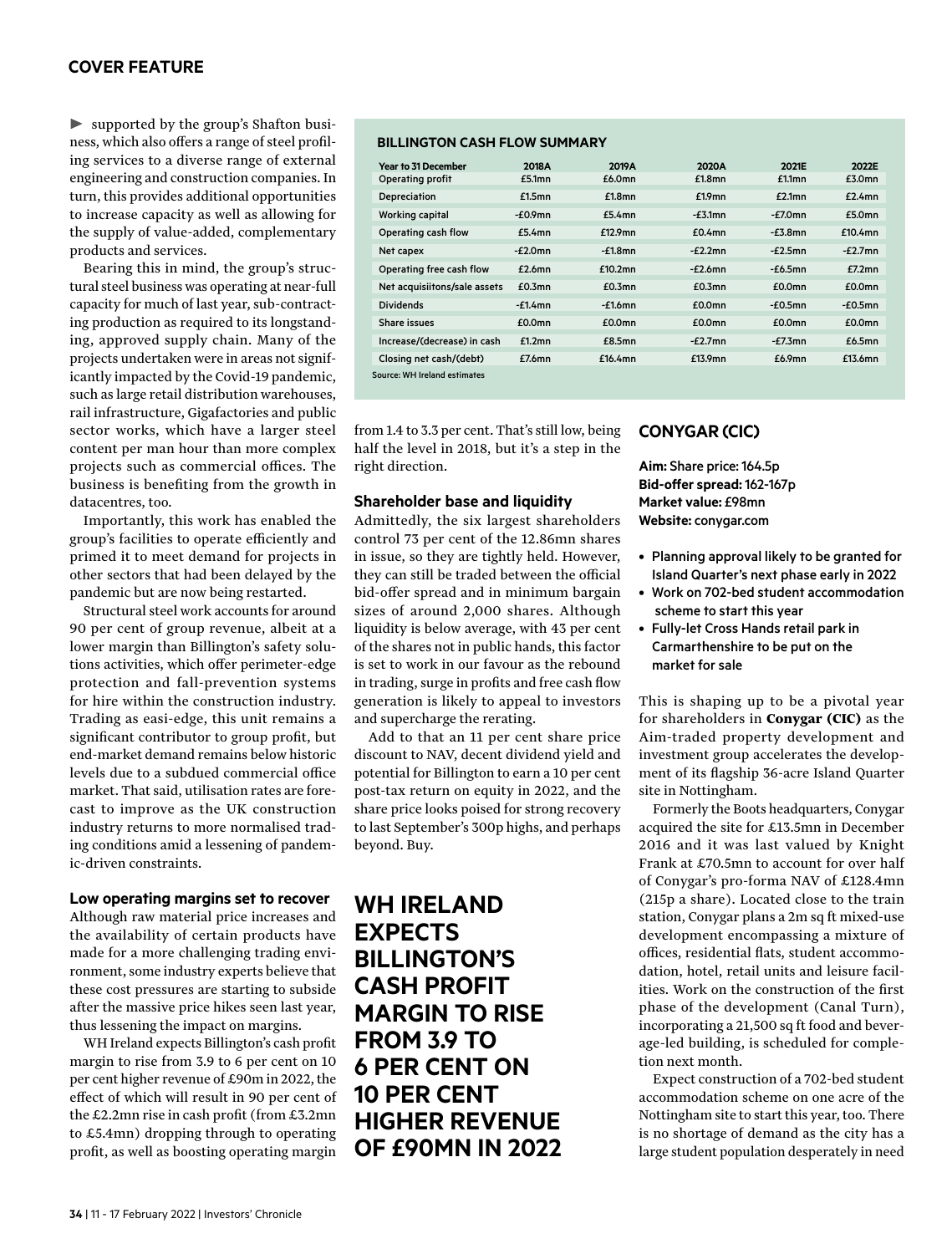► supported by the group's Shafton business, which also offers a range of steel profiling services to a diverse range of external engineering and construction companies. In turn, this provides additional opportunities to increase capacity as well as allowing for the supply of value-added, complementary products and services.

Bearing this in mind, the group's structural steel business was operating at near-full capacity for much of last year, sub-contracting production as required to its longstanding, approved supply chain. Many of the projects undertaken were in areas not significantly impacted by the Covid-19 pandemic, such as large retail distribution warehouses, rail infrastructure, Gigafactories and public sector works, which have a larger steel content per man hour than more complex projects such as commercial offices. The business is benefiting from the growth in datacentres, too.

Importantly, this work has enabled the group's facilities to operate efficiently and primed it to meet demand for projects in other sectors that had been delayed by the pandemic but are now being restarted.

Structural steel work accounts for around 90 per cent of group revenue, albeit at a lower margin than Billington's safety solutions activities, which offer perimeter-edge protection and fall-prevention systems for hire within the construction industry. Trading as easi-edge, this unit remains a significant contributor to group profit, but end-market demand remains below historic levels due to a subdued commercial office market. That said, utilisation rates are forecast to improve as the UK construction industry returns to more normalised trading conditions amid a lessening of pandemic-driven constraints.

### Low operating margins set to recover

Although raw material price increases and the availability of certain products have made for a more challenging trading environment, some industry experts believe that these cost pressures are starting to subside after the massive price hikes seen last year, thus lessening the impact on margins.

WH Ireland expects Billington's cash profit margin to rise from 3.9 to 6 per cent on 10 per cent higher revenue of £90m in 2022, the effect of which will result in 90 per cent of the £2.2mn rise in cash profit (from £3.2mn to £5.4mn) dropping through to operating profit, as well as boosting operating margin from 1.4 to 3.3 per cent. That's still low, being half the level in 2018, but it's a step in the right direction.

**BILLINGTON CASH FLOW SUMMARY**

| Year to 31 December | 2018A | 2019A | 2020A | 2021E | 2022E |
|---|---|---|---|---|---|
| Operating profit | £5.1mn | £6.0mn | £1.8mn | £1.1mn | £3.0mn |
| Depreciation | £1.5mn | £1.8mn | £1.9mn | £2.1mn | £2.4mn |
| Working capital | -£0.9mn | £5.4mn | -£3.1mn | -£7.0mn | £5.0mn |
| Operating cash flow | £5.4mn | £12.9mn | £0.4mn | -£3.8mn | £10.4mn |
| Net capex | -£2.0mn | -£1.8mn | -£2.2mn | -£2.5mn | -£2.7mn |
| Operating free cash flow | £2.6mn | £10.2mn | -£2.6mn | -£6.5mn | £7.2mn |
| Net acquisiitons/sale assets | £0.3mn | £0.3mn | £0.3mn | £0.0mn | £0.0mn |
| Dividends | -£1.4mn | -£1.6mn | £0.0mn | -£0.5mn | -£0.5mn |
| Share issues | £0.0mn | £0.0mn | £0.0mn | £0.0mn | £0.0mn |
| Increase/(decrease) in cash | £1.2mn | £8.5mn | -£2.7mn | -£7.3mn | £6.5mn |
| Closing net cash/(debt) | £7.6mn | £16.4mn | £13.9mn | £6.9mn | £13.6mn |

Source: WH Ireland estimates

### Shareholder base and liquidity

Admittedly, the six largest shareholders control 73 per cent of the 12.86mn shares in issue, so they are tightly held. However, they can still be traded between the official bid-offer spread and in minimum bargain sizes of around 2,000 shares. Although liquidity is below average, with 43 per cent of the shares not in public hands, this factor is set to work in our favour as the rebound in trading, surge in profits and free cash flow generation is likely to appeal to investors and supercharge the rerating.

Add to that an 11 per cent share price discount to NAV, decent dividend yield and potential for Billington to earn a 10 per cent post-tax return on equity in 2022, and the share price looks poised for strong recovery to last September's 300p highs, and perhaps beyond. Buy.

**WH IRELAND EXPECTS BILLINGTON'S CASH PROFIT MARGIN TO RISE FROM 3.9 TO 6 PER CENT ON 10 PER CENT HIGHER REVENUE OF £90MN IN 2022**

## CONYGAR (CIC)

**Aim:** Share price: 164.5p
**Bid-offer spread:** 162-167p
**Market value:** £98mn
**Website:** conygar.com

- Planning approval likely to be granted for Island Quarter's next phase early in 2022
- Work on 702-bed student accommodation scheme to start this year
- Fully-let Cross Hands retail park in Carmarthenshire to be put on the market for sale

This is shaping up to be a pivotal year for shareholders in **Conygar (CIC)** as the Aim-traded property development and investment group accelerates the development of its flagship 36-acre Island Quarter site in Nottingham.

Formerly the Boots headquarters, Conygar acquired the site for £13.5mn in December 2016 and it was last valued by Knight Frank at £70.5mn to account for over half of Conygar's pro-forma NAV of £128.4mn (215p a share). Located close to the train station, Conygar plans a 2m sq ft mixed-use development encompassing a mixture of offices, residential flats, student accommodation, hotel, retail units and leisure facilities. Work on the construction of the first phase of the development (Canal Turn), incorporating a 21,500 sq ft food and beverage-led building, is scheduled for completion next month.

Expect construction of a 702-bed student accommodation scheme on one acre of the Nottingham site to start this year, too. There is no shortage of demand as the city has a large student population desperately in need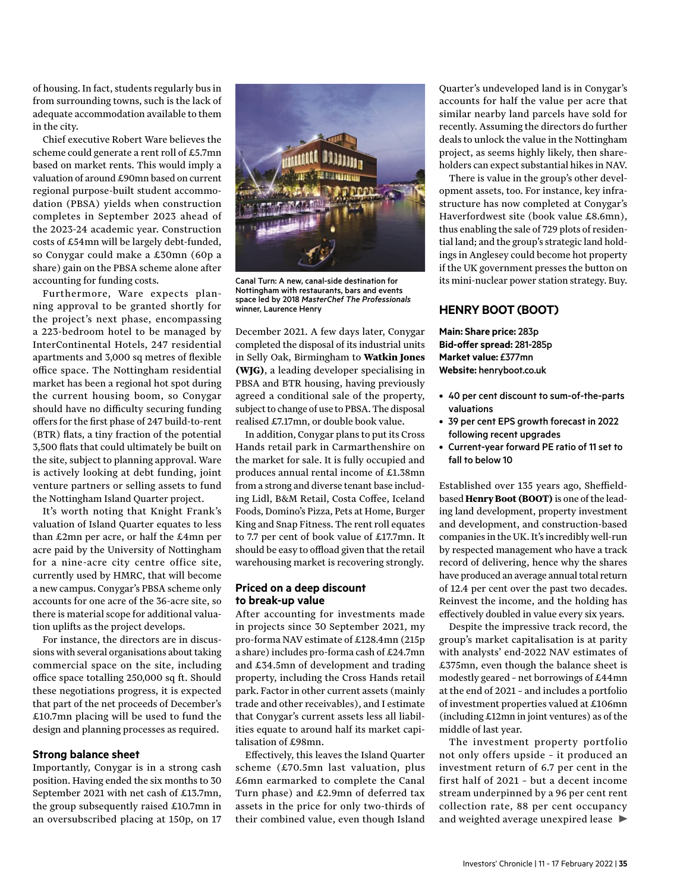of housing. In fact, students regularly bus in from surrounding towns, such is the lack of adequate accommodation available to them in the city.

Chief executive Robert Ware believes the scheme could generate a rent roll of £5.7mn based on market rents. This would imply a valuation of around £90mn based on current regional purpose-built student accommodation (PBSA) yields when construction completes in September 2023 ahead of the 2023-24 academic year. Construction costs of £54mn will be largely debt-funded, so Conygar could make a £30mn (60p a share) gain on the PBSA scheme alone after accounting for funding costs.

Furthermore, Ware expects planning approval to be granted shortly for the project's next phase, encompassing a 223-bedroom hotel to be managed by InterContinental Hotels, 247 residential apartments and 3,000 sq metres of flexible office space. The Nottingham residential market has been a regional hot spot during the current housing boom, so Conygar should have no difficulty securing funding offers for the first phase of 247 build-to-rent (BTR) flats, a tiny fraction of the potential 3,500 flats that could ultimately be built on the site, subject to planning approval. Ware is actively looking at debt funding, joint venture partners or selling assets to fund the Nottingham Island Quarter project.

It's worth noting that Knight Frank's valuation of Island Quarter equates to less than £2mn per acre, or half the £4mn per acre paid by the University of Nottingham for a nine-acre city centre office site, currently used by HMRC, that will become a new campus. Conygar's PBSA scheme only accounts for one acre of the 36-acre site, so there is material scope for additional valuation uplifts as the project develops.

For instance, the directors are in discussions with several organisations about taking commercial space on the site, including office space totalling 250,000 sq ft. Should these negotiations progress, it is expected that part of the net proceeds of December's £10.7mn placing will be used to fund the design and planning processes as required.

### Strong balance sheet

Importantly, Conygar is in a strong cash position. Having ended the six months to 30 September 2021 with net cash of £13.7mn, the group subsequently raised £10.7mn in an oversubscribed placing at 150p, on 17 December 2021. A few days later, Conygar completed the disposal of its industrial units in Selly Oak, Birmingham to **Watkin Jones (WJG)**, a leading developer specialising in PBSA and BTR housing, having previously agreed a conditional sale of the property, subject to change of use to PBSA. The disposal realised £7.17mn, or double book value.

Canal Turn: A new, canal-side destination for Nottingham with restaurants, bars and events space led by 2018 *MasterChef The Professionals* winner, Laurence Henry

In addition, Conygar plans to put its Cross Hands retail park in Carmarthenshire on the market for sale. It is fully occupied and produces annual rental income of £1.38mn from a strong and diverse tenant base including Lidl, B&M Retail, Costa Coffee, Iceland Foods, Domino's Pizza, Pets at Home, Burger King and Snap Fitness. The rent roll equates to 7.7 per cent of book value of £17.7mn. It should be easy to offload given that the retail warehousing market is recovering strongly.

### Priced on a deep discount to break-up value

After accounting for investments made in projects since 30 September 2021, my pro-forma NAV estimate of £128.4mn (215p a share) includes pro-forma cash of £24.7mn and £34.5mn of development and trading property, including the Cross Hands retail park. Factor in other current assets (mainly trade and other receivables), and I estimate that Conygar's current assets less all liabilities equate to around half its market capitalisation of £98mn.

Effectively, this leaves the Island Quarter scheme (£70.5mn last valuation, plus £6mn earmarked to complete the Canal Turn phase) and £2.9mn of deferred tax assets in the price for only two-thirds of their combined value, even though Island Quarter's undeveloped land is in Conygar's accounts for half the value per acre that similar nearby land parcels have sold for recently. Assuming the directors do further deals to unlock the value in the Nottingham project, as seems highly likely, then shareholders can expect substantial hikes in NAV.

There is value in the group's other development assets, too. For instance, key infrastructure has now completed at Conygar's Haverfordwest site (book value £8.6mn), thus enabling the sale of 729 plots of residential land; and the group's strategic land holdings in Anglesey could become hot property if the UK government presses the button on its mini-nuclear power station strategy. Buy.

## HENRY BOOT (BOOT)

**Main: Share price:** 283p
**Bid-offer spread:** 281-285p
**Market value:** £377mn
**Website:** henryboot.co.uk

- 40 per cent discount to sum-of-the-parts valuations
- 39 per cent EPS growth forecast in 2022 following recent upgrades
- Current-year forward PE ratio of 11 set to fall to below 10

Established over 135 years ago, Sheffield-based **Henry Boot (BOOT)** is one of the leading land development, property investment and development, and construction-based companies in the UK. It's incredibly well-run by respected management who have a track record of delivering, hence why the shares have produced an average annual total return of 12.4 per cent over the past two decades. Reinvest the income, and the holding has effectively doubled in value every six years.

Despite the impressive track record, the group's market capitalisation is at parity with analysts' end-2022 NAV estimates of £375mn, even though the balance sheet is modestly geared – net borrowings of £44mn at the end of 2021 – and includes a portfolio of investment properties valued at £106mn (including £12mn in joint ventures) as of the middle of last year.

The investment property portfolio not only offers upside – it produced an investment return of 6.7 per cent in the first half of 2021 – but a decent income stream underpinned by a 96 per cent rent collection rate, 88 per cent occupancy and weighted average unexpired lease ▶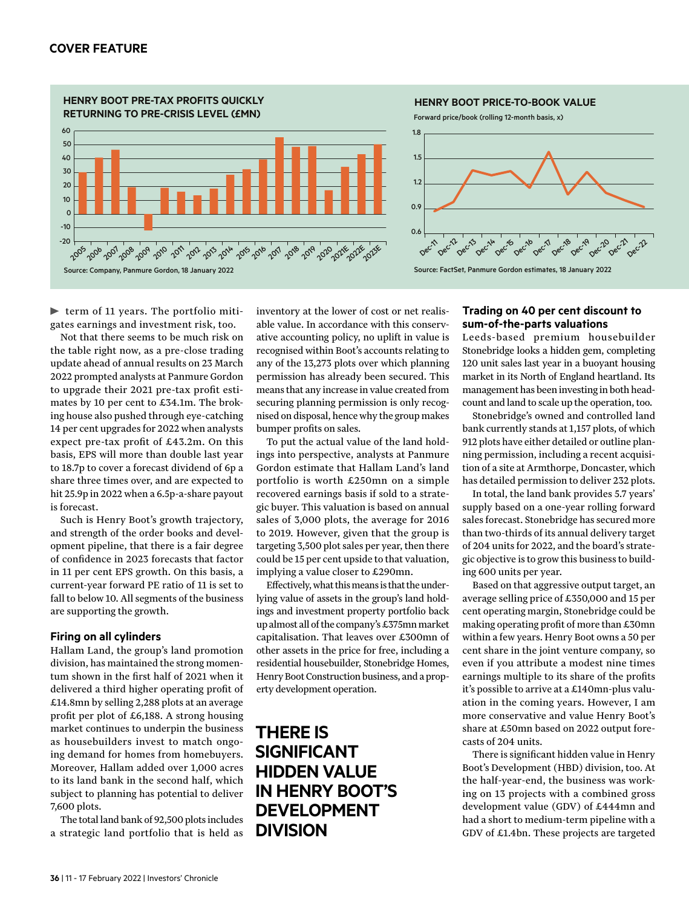**HENRY BOOT PRE-TAX PROFITS QUICKLY RETURNING TO PRE-CRISIS LEVEL (£MN)**

Source: Company, Panmure Gordon, 18 January 2022

**HENRY BOOT PRICE-TO-BOOK VALUE**

Forward price/book (rolling 12-month basis, x)

Source: FactSet, Panmure Gordon estimates, 18 January 2022

term of 11 years. The portfolio mitigates earnings and investment risk, too.

Not that there seems to be much risk on the table right now, as a pre-close trading update ahead of annual results on 23 March 2022 prompted analysts at Panmure Gordon to upgrade their 2021 pre-tax profit estimates by 10 per cent to £34.1m. The broking house also pushed through eye-catching 14 per cent upgrades for 2022 when analysts expect pre-tax profit of £43.2m. On this basis, EPS will more than double last year to 18.7p to cover a forecast dividend of 6p a share three times over, and are expected to hit 25.9p in 2022 when a 6.5p-a-share payout is forecast.

Such is Henry Boot's growth trajectory, and strength of the order books and development pipeline, that there is a fair degree of confidence in 2023 forecasts that factor in 11 per cent EPS growth. On this basis, a current-year forward PE ratio of 11 is set to fall to below 10. All segments of the business are supporting the growth.

### Firing on all cylinders

Hallam Land, the group's land promotion division, has maintained the strong momentum shown in the first half of 2021 when it delivered a third higher operating profit of £14.8mn by selling 2,288 plots at an average profit per plot of £6,188. A strong housing market continues to underpin the business as housebuilders invest to match ongoing demand for homes from homebuyers. Moreover, Hallam added over 1,000 acres to its land bank in the second half, which subject to planning has potential to deliver 7,600 plots.

The total land bank of 92,500 plots includes a strategic land portfolio that is held as inventory at the lower of cost or net realisable value. In accordance with this conservative accounting policy, no uplift in value is recognised within Boot's accounts relating to any of the 13,273 plots over which planning permission has already been secured. This means that any increase in value created from securing planning permission is only recognised on disposal, hence why the group makes bumper profits on sales.

To put the actual value of the land holdings into perspective, analysts at Panmure Gordon estimate that Hallam Land's land portfolio is worth £250mn on a simple recovered earnings basis if sold to a strategic buyer. This valuation is based on annual sales of 3,000 plots, the average for 2016 to 2019. However, given that the group is targeting 3,500 plot sales per year, then there could be 15 per cent upside to that valuation, implying a value closer to £290mn.

Effectively, what this means is that the underlying value of assets in the group's land holdings and investment property portfolio back up almost all of the company's £375mn market capitalisation. That leaves over £300mn of other assets in the price for free, including a residential housebuilder, Stonebridge Homes, Henry Boot Construction business, and a property development operation.

**THERE IS SIGNIFICANT HIDDEN VALUE IN HENRY BOOT'S DEVELOPMENT DIVISION**

### Trading on 40 per cent discount to sum-of-the-parts valuations

Leeds-based premium housebuilder Stonebridge looks a hidden gem, completing 120 unit sales last year in a buoyant housing market in its North of England heartland. Its management has been investing in both headcount and land to scale up the operation, too.

Stonebridge's owned and controlled land bank currently stands at 1,157 plots, of which 912 plots have either detailed or outline planning permission, including a recent acquisition of a site at Armthorpe, Doncaster, which has detailed permission to deliver 232 plots.

In total, the land bank provides 5.7 years' supply based on a one-year rolling forward sales forecast. Stonebridge has secured more than two-thirds of its annual delivery target of 204 units for 2022, and the board's strategic objective is to grow this business to building 600 units per year.

Based on that aggressive output target, an average selling price of £350,000 and 15 per cent operating margin, Stonebridge could be making operating profit of more than £30mn within a few years. Henry Boot owns a 50 per cent share in the joint venture company, so even if you attribute a modest nine times earnings multiple to its share of the profits it's possible to arrive at a £140mn-plus valuation in the coming years. However, I am more conservative and value Henry Boot's share at £50mn based on 2022 output forecasts of 204 units.

There is significant hidden value in Henry Boot's Development (HBD) division, too. At the half-year-end, the business was working on 13 projects with a combined gross development value (GDV) of £444mn and had a short to medium-term pipeline with a GDV of £1.4bn. These projects are targeted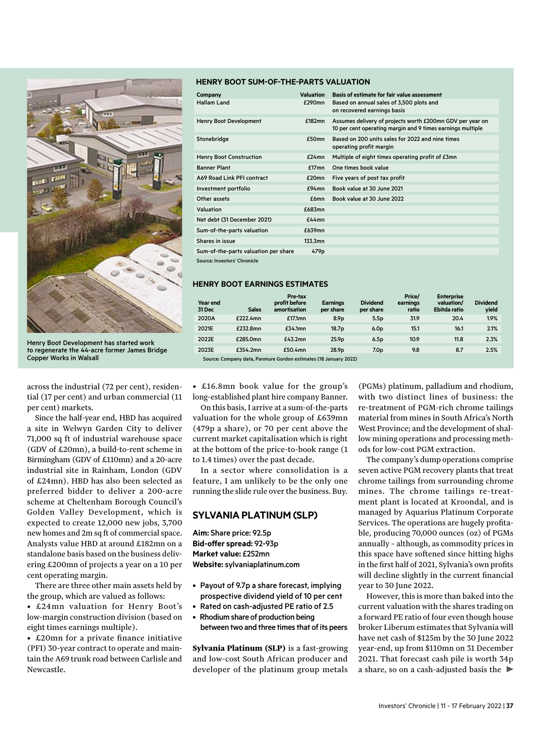Henry Boot Development has started work to regenerate the 44-acre former James Bridge Copper Works in Walsall

### HENRY BOOT SUM-OF-THE-PARTS VALUATION

| Company | Valuation | Basis of estimate for fair value assessment |
|---|---|---|
| Hallam Land | £290mn | Based on annual sales of 3,500 plots and on recovered earnings basis |
| Henry Boot Development | £182mn | Assumes delivery of projects worth £200mn GDV per year on 10 per cent operating margin and 9 times earnings multiple |
| Stonebridge | £50mn | Based on 200 units sales for 2022 and nine times operating profit margin |
| Henry Boot Construction | £24mn | Multiple of eight times operating profit of £3mn |
| Banner Plant | £17mn | One times book value |
| A69 Road Link PFI contract | £20mn | Five years of post tax profit |
| Investment portfolio | £94mn | Book value at 30 June 2021 |
| Other assets | £6mn | Book value at 30 June 2022 |
| Valuation | £683mn | |
| Net debt (31 December 2021) | £44mn | |
| Sum-of-the-parts valuation | £639mn | |
| Shares in issue | 133.3mn | |
| Sum-of-the-parts valuation per share | 479p | |

Source: Investors' Chronicle

### HENRY BOOT EARNINGS ESTIMATES

| Year end 31 Dec | Sales | Pre-tax profit before amortisation | Earnings per share | Dividend per share | Price/ earnings ratio | Enterprise valuation/ Ebitda ratio | Dividend yield |
|---|---|---|---|---|---|---|---|
| 2020A | £222.4mn | £17.1mn | 8.9p | 5.5p | 31.9 | 20.4 | 1.9% |
| 2021E | £232.8mn | £34.1mn | 18.7p | 6.0p | 15.1 | 16.1 | 2.1% |
| 2022E | £285.0mn | £43.2mn | 25.9p | 6.5p | 10.9 | 11.8 | 2.3% |
| 2023E | £354.2mn | £50.4mn | 28.9p | 7.0p | 9.8 | 8.7 | 2.5% |

Source: Company data, Panmure Gordon estimates (18 January 2022)

across the industrial (72 per cent), residential (17 per cent) and urban commercial (11 per cent) markets.

Since the half-year end, HBD has acquired a site in Welwyn Garden City to deliver 71,000 sq ft of industrial warehouse space (GDV of £20mn), a build-to-rent scheme in Birmingham (GDV of £110mn) and a 20-acre industrial site in Rainham, London (GDV of £24mn). HBD has also been selected as preferred bidder to deliver a 200-acre scheme at Cheltenham Borough Council's Golden Valley Development, which is expected to create 12,000 new jobs, 3,700 new homes and 2m sq ft of commercial space. Analysts value HBD at around £182mn on a standalone basis based on the business delivering £200mn of projects a year on a 10 per cent operating margin.

There are three other main assets held by the group, which are valued as follows:

- £24mn valuation for Henry Boot's low-margin construction division (based on eight times earnings multiple).
- £20mn for a private finance initiative (PFI) 30-year contract to operate and maintain the A69 trunk road between Carlisle and Newcastle.
- £16.8mn book value for the group's long-established plant hire company Banner.

On this basis, I arrive at a sum-of-the-parts valuation for the whole group of £639mn (479p a share), or 70 per cent above the current market capitalisation which is right at the bottom of the price-to-book range (1 to 1.4 times) over the past decade.

In a sector where consolidation is a feature, I am unlikely to be the only one running the slide rule over the business. Buy.

## SYLVANIA PLATINUM (SLP)

**Aim:** Share price: 92.5p
**Bid-offer spread:** 92-93p
**Market value:** £252mn
**Website:** sylvaniaplatinum.com

- Payout of 9.7p a share forecast, implying prospective dividend yield of 10 per cent
- Rated on cash-adjusted PE ratio of 2.5
- Rhodium share of production being between two and three times that of its peers

**Sylvania Platinum (SLP)** is a fast-growing and low-cost South African producer and developer of the platinum group metals (PGMs) platinum, palladium and rhodium, with two distinct lines of business: the re-treatment of PGM-rich chrome tailings material from mines in South Africa's North West Province; and the development of shallow mining operations and processing methods for low-cost PGM extraction.

The company's dump operations comprise seven active PGM recovery plants that treat chrome tailings from surrounding chrome mines. The chrome tailings re-treatment plant is located at Kroondal, and is managed by Aquarius Platinum Corporate Services. The operations are hugely profitable, producing 70,000 ounces (oz) of PGMs annually – although, as commodity prices in this space have softened since hitting highs in the first half of 2021, Sylvania's own profits will decline slightly in the current financial year to 30 June 2022.

However, this is more than baked into the current valuation with the shares trading on a forward PE ratio of four even though house broker Liberum estimates that Sylvania will have net cash of $125m by the 30 June 2022 year-end, up from $110mn on 31 December 2021. That forecast cash pile is worth 34p a share, so on a cash-adjusted basis the ►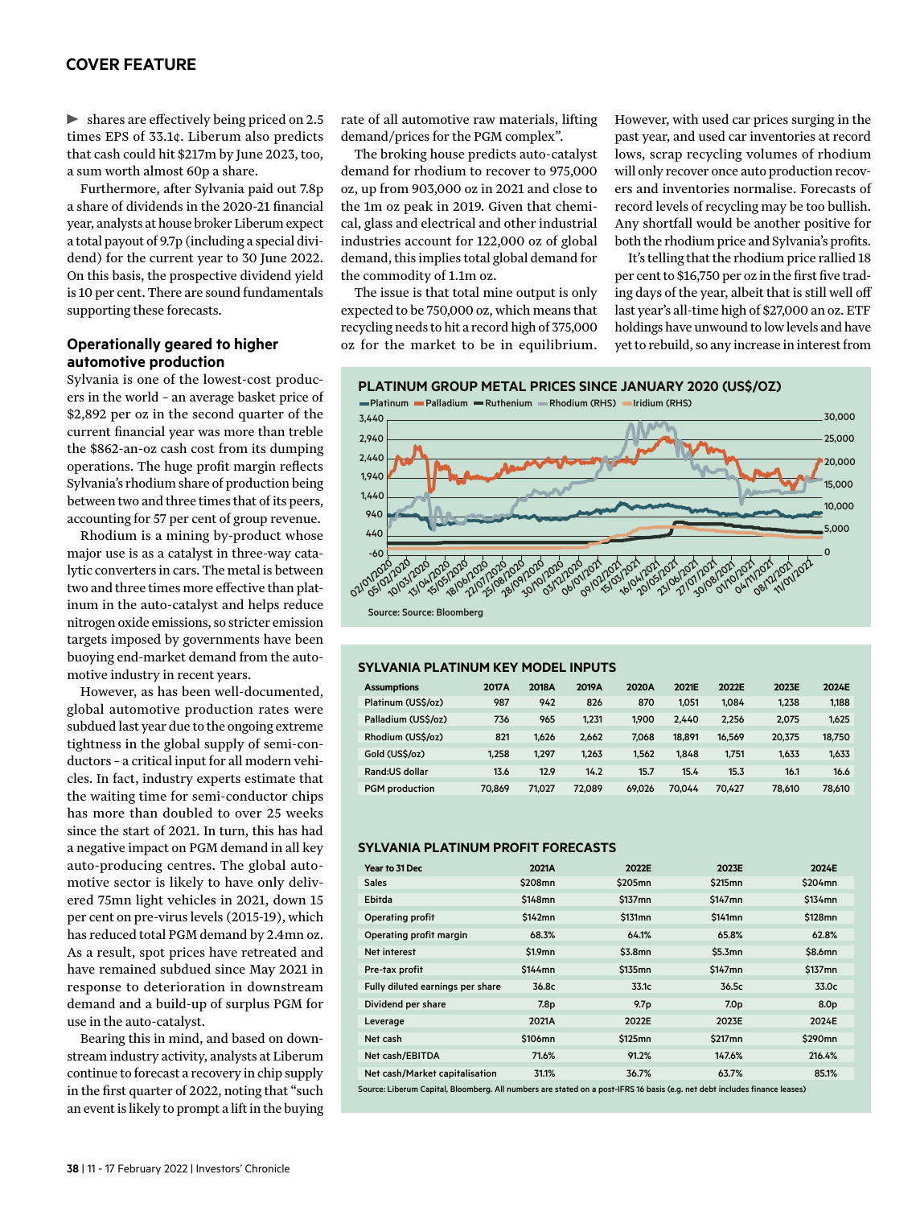## COVER FEATURE

▶ shares are effectively being priced on 2.5 times EPS of 33.1¢. Liberum also predicts that cash could hit $217m by June 2023, too, a sum worth almost 60p a share.

Furthermore, after Sylvania paid out 7.8p a share of dividends in the 2020-21 financial year, analysts at house broker Liberum expect a total payout of 9.7p (including a special dividend) for the current year to 30 June 2022. On this basis, the prospective dividend yield is 10 per cent. There are sound fundamentals supporting these forecasts.

### Operationally geared to higher automotive production

Sylvania is one of the lowest-cost producers in the world – an average basket price of $2,892 per oz in the second quarter of the current financial year was more than treble the $862-an-oz cash cost from its dumping operations. The huge profit margin reflects Sylvania's rhodium share of production being between two and three times that of its peers, accounting for 57 per cent of group revenue.

Rhodium is a mining by-product whose major use is as a catalyst in three-way catalytic converters in cars. The metal is between two and three times more effective than platinum in the auto-catalyst and helps reduce nitrogen oxide emissions, so stricter emission targets imposed by governments have been buoying end-market demand from the automotive industry in recent years.

However, as has been well-documented, global automotive production rates were subdued last year due to the ongoing extreme tightness in the global supply of semi-conductors – a critical input for all modern vehicles. In fact, industry experts estimate that the waiting time for semi-conductor chips has more than doubled to over 25 weeks since the start of 2021. In turn, this has had a negative impact on PGM demand in all key auto-producing centres. The global automotive sector is likely to have only delivered 75mn light vehicles in 2021, down 15 per cent on pre-virus levels (2015-19), which has reduced total PGM demand by 2.4mn oz. As a result, spot prices have retreated and have remained subdued since May 2021 in response to deterioration in downstream demand and a build-up of surplus PGM for use in the auto-catalyst.

Bearing this in mind, and based on downstream industry activity, analysts at Liberum continue to forecast a recovery in chip supply in the first quarter of 2022, noting that "such an event is likely to prompt a lift in the buying rate of all automotive raw materials, lifting demand/prices for the PGM complex".

The broking house predicts auto-catalyst demand for rhodium to recover to 975,000 oz, up from 903,000 oz in 2021 and close to the 1m oz peak in 2019. Given that chemical, glass and electrical and other industrial industries account for 122,000 oz of global demand, this implies total global demand for the commodity of 1.1m oz.

The issue is that total mine output is only expected to be 750,000 oz, which means that recycling needs to hit a record high of 375,000 oz for the market to be in equilibrium. However, with used car prices surging in the past year, and used car inventories at record lows, scrap recycling volumes of rhodium will only recover once auto production recovers and inventories normalise. Forecasts of record levels of recycling may be too bullish. Any shortfall would be another positive for both the rhodium price and Sylvania's profits.

It's telling that the rhodium price rallied 18 per cent to $16,750 per oz in the first five trading days of the year, albeit that is still well off last year's all-time high of $27,000 an oz. ETF holdings have unwound to low levels and have yet to rebuild, so any increase in interest from

**PLATINUM GROUP METAL PRICES SINCE JANUARY 2020 (US$/OZ)**

Platinum, Palladium, Ruthenium, Rhodium (RHS), Iridium (RHS)

Source: Source: Bloomberg

**SYLVANIA PLATINUM KEY MODEL INPUTS**

| Assumptions | 2017A | 2018A | 2019A | 2020A | 2021E | 2022E | 2023E | 2024E |
|---|---|---|---|---|---|---|---|---|
| Platinum (US$/oz) | 987 | 942 | 826 | 870 | 1,051 | 1,084 | 1,238 | 1,188 |
| Palladium (US$/oz) | 736 | 965 | 1,231 | 1,900 | 2,440 | 2,256 | 2,075 | 1,625 |
| Rhodium (US$/oz) | 821 | 1,626 | 2,662 | 7,068 | 18,891 | 16,569 | 20,375 | 18,750 |
| Gold (US$/oz) | 1,258 | 1,297 | 1,263 | 1,562 | 1,848 | 1,751 | 1,633 | 1,633 |
| Rand:US dollar | 13.6 | 12.9 | 14.2 | 15.7 | 15.4 | 15.3 | 16.1 | 16.6 |
| PGM production | 70,869 | 71,027 | 72,089 | 69,026 | 70,044 | 70,427 | 78,610 | 78,610 |

**SYLVANIA PLATINUM PROFIT FORECASTS**

| Year to 31 Dec | 2021A | 2022E | 2023E | 2024E |
|---|---|---|---|---|
| Sales | $208mn | $205mn | $215mn | $204mn |
| Ebitda | $148mn | $137mn | $147mn | $134mn |
| Operating profit | $142mn | $131mn | $141mn | $128mn |
| Operating profit margin | 68.3% | 64.1% | 65.8% | 62.8% |
| Net interest | $1.9mn | $3.8mn | $5.3mn | $8.6mn |
| Pre-tax profit | $144mn | $135mn | $147mn | $137mn |
| Fully diluted earnings per share | 36.8c | 33.1c | 36.5c | 33.0c |
| Dividend per share | 7.8p | 9.7p | 7.0p | 8.0p |
| Leverage | 2021A | 2022E | 2023E | 2024E |
| Net cash | $106mn | $125mn | $217mn | $290mn |
| Net cash/EBITDA | 71.6% | 91.2% | 147.6% | 216.4% |
| Net cash/Market capitalisation | 31.1% | 36.7% | 63.7% | 85.1% |

Source: Liberum Capital, Bloomberg. All numbers are stated on a post-IFRS 16 basis (e.g. net debt includes finance leases)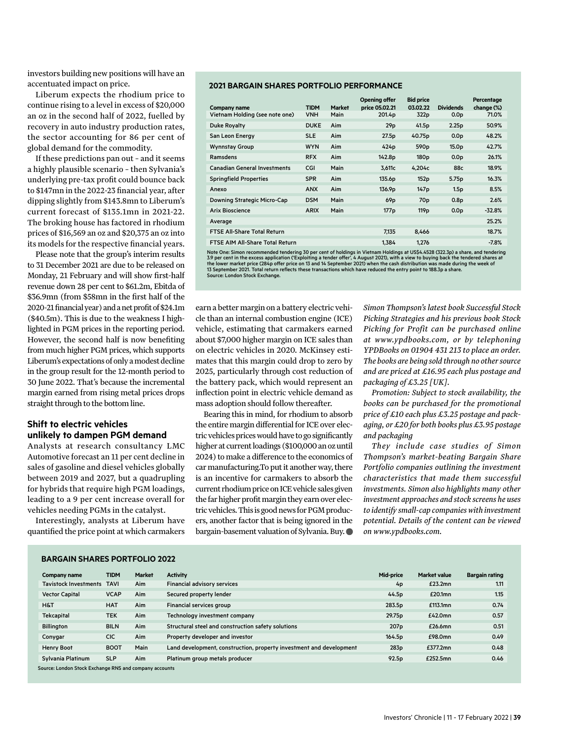investors building new positions will have an accentuated impact on price.

Liberum expects the rhodium price to continue rising to a level in excess of $20,000 an oz in the second half of 2022, fuelled by recovery in auto industry production rates, the sector accounting for 86 per cent of global demand for the commodity.

If these predictions pan out – and it seems a highly plausible scenario – then Sylvania's underlying pre-tax profit could bounce back to $147mn in the 2022-23 financial year, after dipping slightly from $143.8mn to Liberum's current forecast of $135.1mn in 2021-22. The broking house has factored in rhodium prices of $16,569 an oz and $20,375 an oz into its models for the respective financial years.

Please note that the group's interim results to 31 December 2021 are due to be released on Monday, 21 February and will show first-half revenue down 28 per cent to $61.2m, Ebitda of $36.9mn (from $58mn in the first half of the 2020-21 financial year) and a net profit of $24.1m ($40.5m). This is due to the weakness I highlighted in PGM prices in the reporting period. However, the second half is now benefiting from much higher PGM prices, which supports Liberum's expectations of only a modest decline in the group result for the 12-month period to 30 June 2022. That's because the incremental margin earned from rising metal prices drops straight through to the bottom line.

### Shift to electric vehicles unlikely to dampen PGM demand

Analysts at research consultancy LMC Automotive forecast an 11 per cent decline in sales of gasoline and diesel vehicles globally between 2019 and 2027, but a quadrupling for hybrids that require high PGM loadings, leading to a 9 per cent increase overall for vehicles needing PGMs in the catalyst.

Interestingly, analysts at Liberum have quantified the price point at which carmakers earn a better margin on a battery electric vehicle than an internal combustion engine (ICE) vehicle, estimating that carmakers earned about $7,000 higher margin on ICE sales than on electric vehicles in 2020. McKinsey estimates that this margin could drop to zero by 2025, particularly through cost reduction of the battery pack, which would represent an inflection point in electric vehicle demand as mass adoption should follow thereafter.

Bearing this in mind, for rhodium to absorb the entire margin differential for ICE over electric vehicles prices would have to go significantly higher at current loadings ($100,000 an oz until 2024) to make a difference to the economics of car manufacturing.To put it another way, there is an incentive for carmakers to absorb the current rhodium price on ICE vehicle sales given the far higher profit margin they earn over electric vehicles. This is good news for PGM producers, another factor that is being ignored in the bargain-basement valuation of Sylvania. Buy.

*Simon Thompson's latest book Successful Stock Picking Strategies and his previous book Stock Picking for Profit can be purchased online at www.ypdbooks.com, or by telephoning YPDBooks on 01904 431 213 to place an order. The books are being sold through no other source and are priced at £16.95 each plus postage and packaging of £3.25 [UK].*

*Promotion: Subject to stock availability, the books can be purchased for the promotional price of £10 each plus £3.25 postage and packaging, or £20 for both books plus £3.95 postage and packaging*

*They include case studies of Simon Thompson's market-beating Bargain Share Portfolio companies outlining the investment characteristics that made them successful investments. Simon also highlights many other investment approaches and stock screens he uses to identify small-cap companies with investment potential. Details of the content can be viewed on www.ypdbooks.com.*

**2021 BARGAIN SHARES PORTFOLIO PERFORMANCE**

| Company name | TIDM | Market | Opening offer price 05.02.21 | Bid price 03.02.22 | Dividends | Percentage change (%) |
|---|---|---|---|---|---|---|
| Vietnam Holding (see note one) | VNH | Main | 201.4p | 322p | 0.0p | 71.0% |
| Duke Royalty | DUKE | Aim | 29p | 41.5p | 2.25p | 50.9% |
| San Leon Energy | SLE | Aim | 27.5p | 40.75p | 0.0p | 48.2% |
| Wynnstay Group | WYN | Aim | 424p | 590p | 15.0p | 42.7% |
| Ramsdens | RFX | Aim | 142.8p | 180p | 0.0p | 26.1% |
| Canadian General Investments | CGI | Main | 3,611c | 4,204c | 88c | 18.9% |
| Springfield Properties | SPR | Aim | 135.6p | 152p | 5.75p | 16.3% |
| Anexo | ANX | Aim | 136.9p | 147p | 1.5p | 8.5% |
| Downing Strategic Micro-Cap | DSM | Main | 69p | 70p | 0.8p | 2.6% |
| Arix Bioscience | ARIX | Main | 177p | 119p | 0.0p | -32.8% |
| Average | | | | | | 25.2% |
| FTSE All-Share Total Return | | | 7,135 | 8,466 | | 18.7% |
| FTSE AIM All-Share Total Return | | | 1,384 | 1,276 | | -7.8% |

Note One: Simon recommended tendering 30 per cent of holdings in Vietnam Holdings at US$4.4528 (322.3p) a share, and tendering 3.9 per cent in the excess application ('Exploiting a tender offer', 4 August 2021), with a view to buying back the tendered shares at the lower market price (284p offer price on 13 and 14 September 2021) when the cash distribution was made during the week of 13 September 2021. Total return reflects these transactions which have reduced the entry point to 188.3p a share.
Source: London Stock Exchange.

**BARGAIN SHARES PORTFOLIO 2022**

| Company name | TIDM | Market | Activity | Mid-price | Market value | Bargain rating |
|---|---|---|---|---|---|---|
| Tavistock Investments | TAVI | Aim | Financial advisory services | 4p | £23.2mn | 1.11 |
| Vector Capital | VCAP | Aim | Secured property lender | 44.5p | £20.1mn | 1.15 |
| H&T | HAT | Aim | Financial services group | 283.5p | £113.1mn | 0.74 |
| Tekcapital | TEK | Aim | Technology investment company | 29.75p | £42.0mn | 0.57 |
| Billington | BILN | Aim | Structural steel and construction safety solutions | 207p | £26.6mn | 0.51 |
| Conygar | CIC | Aim | Property developer and investor | 164.5p | £98.0mn | 0.49 |
| Henry Boot | BOOT | Main | Land development, construction, property investment and development | 283p | £377.2mn | 0.48 |
| Sylvania Platinum | SLP | Aim | Platinum group metals producer | 92.5p | £252.5mn | 0.46 |

Source: London Stock Exchange RNS and company accounts